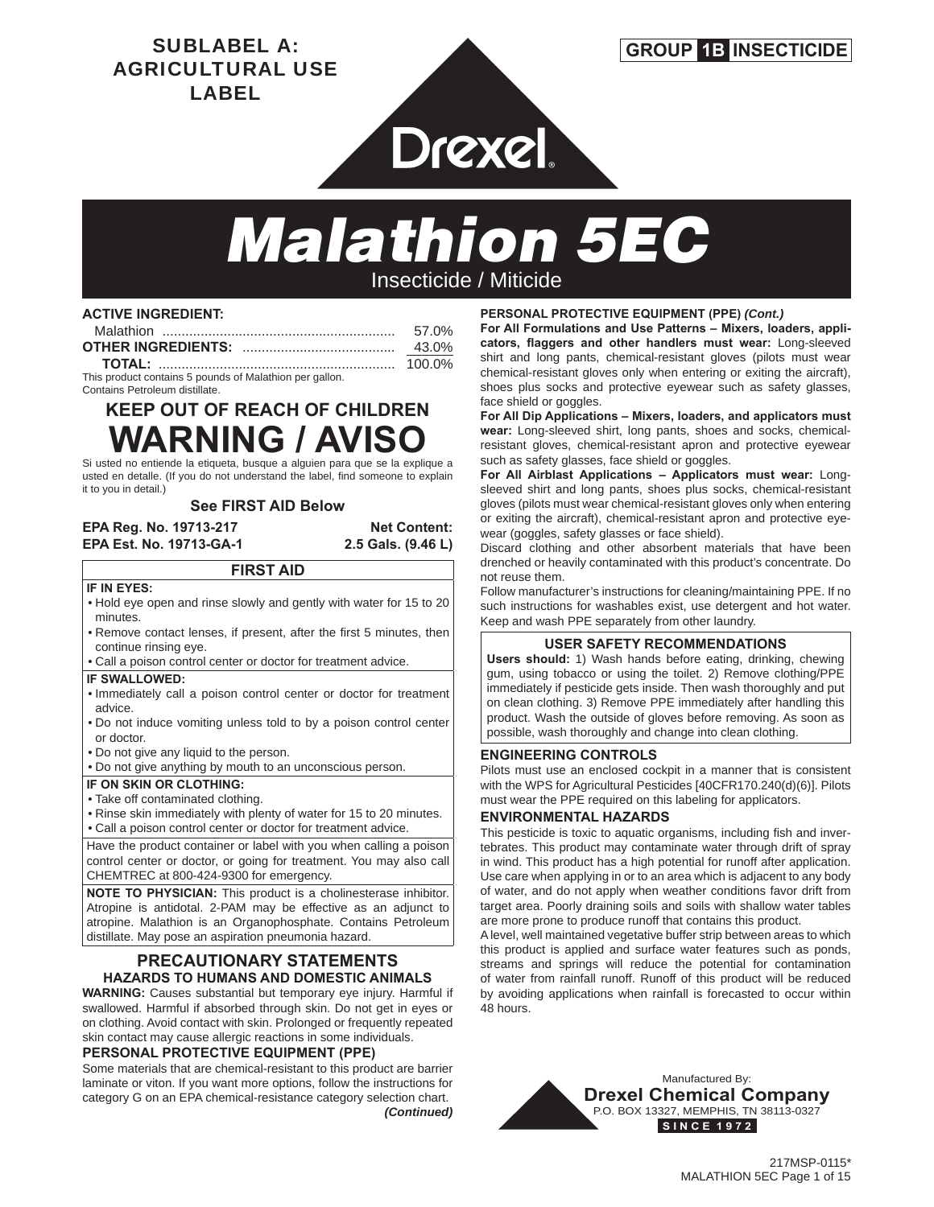**SUBLABEL A: AGRICULTURAL USE LABEL**

**GROUP 1B INSECTICIDE**

Drexel®

# Malathion 5EC

Insecticide / Miticide

**ACTIVE INGREDIENT:**

| | |
|---|---|
| Malathion | 57.0% |
| **OTHER INGREDIENTS:** | 43.0% |
| **TOTAL:** | 100.0% |

This product contains 5 pounds of Malathion per gallon.
Contains Petroleum distillate.

## KEEP OUT OF REACH OF CHILDREN

# WARNING / AVISO

Si usted no entiende la etiqueta, busque a alguien para que se la explique a usted en detalle. (If you do not understand the label, find someone to explain it to you in detail.)

**See FIRST AID Below**

**EPA Reg. No. 19713-217**
**EPA Est. No. 19713-GA-1**

**Net Content: 2.5 Gals. (9.46 L)**

## FIRST AID

**IF IN EYES:**
- Hold eye open and rinse slowly and gently with water for 15 to 20 minutes.
- Remove contact lenses, if present, after the first 5 minutes, then continue rinsing eye.
- Call a poison control center or doctor for treatment advice.

**IF SWALLOWED:**
- Immediately call a poison control center or doctor for treatment advice.
- Do not induce vomiting unless told to by a poison control center or doctor.
- Do not give any liquid to the person.
- Do not give anything by mouth to an unconscious person.

**IF ON SKIN OR CLOTHING:**
- Take off contaminated clothing.
- Rinse skin immediately with plenty of water for 15 to 20 minutes.
- Call a poison control center or doctor for treatment advice.

Have the product container or label with you when calling a poison control center or doctor, or going for treatment. You may also call CHEMTREC at 800-424-9300 for emergency.

**NOTE TO PHYSICIAN:** This product is a cholinesterase inhibitor. Atropine is antidotal. 2-PAM may be effective as an adjunct to atropine. Malathion is an Organophosphate. Contains Petroleum distillate. May pose an aspiration pneumonia hazard.

## PRECAUTIONARY STATEMENTS

### HAZARDS TO HUMANS AND DOMESTIC ANIMALS

**WARNING:** Causes substantial but temporary eye injury. Harmful if swallowed. Harmful if absorbed through skin. Do not get in eyes or on clothing. Avoid contact with skin. Prolonged or frequently repeated skin contact may cause allergic reactions in some individuals.

### PERSONAL PROTECTIVE EQUIPMENT (PPE)

Some materials that are chemical-resistant to this product are barrier laminate or viton. If you want more options, follow the instructions for category G on an EPA chemical-resistance category selection chart.

***(Continued)***

### PERSONAL PROTECTIVE EQUIPMENT (PPE) *(Cont.)*

**For All Formulations and Use Patterns – Mixers, loaders, applicators, flaggers and other handlers must wear:** Long-sleeved shirt and long pants, chemical-resistant gloves (pilots must wear chemical-resistant gloves only when entering or exiting the aircraft), shoes plus socks and protective eyewear such as safety glasses, face shield or goggles.

**For All Dip Applications – Mixers, loaders, and applicators must wear:** Long-sleeved shirt, long pants, shoes and socks, chemical-resistant gloves, chemical-resistant apron and protective eyewear such as safety glasses, face shield or goggles.

**For All Airblast Applications – Applicators must wear:** Long-sleeved shirt and long pants, shoes plus socks, chemical-resistant gloves (pilots must wear chemical-resistant gloves only when entering or exiting the aircraft), chemical-resistant apron and protective eyewear (goggles, safety glasses or face shield).

Discard clothing and other absorbent materials that have been drenched or heavily contaminated with this product's concentrate. Do not reuse them.

Follow manufacturer's instructions for cleaning/maintaining PPE. If no such instructions for washables exist, use detergent and hot water. Keep and wash PPE separately from other laundry.

### USER SAFETY RECOMMENDATIONS

**Users should:** 1) Wash hands before eating, drinking, chewing gum, using tobacco or using the toilet. 2) Remove clothing/PPE immediately if pesticide gets inside. Then wash thoroughly and put on clean clothing. 3) Remove PPE immediately after handling this product. Wash the outside of gloves before removing. As soon as possible, wash thoroughly and change into clean clothing.

### ENGINEERING CONTROLS

Pilots must use an enclosed cockpit in a manner that is consistent with the WPS for Agricultural Pesticides [40CFR170.240(d)(6)]. Pilots must wear the PPE required on this labeling for applicators.

### ENVIRONMENTAL HAZARDS

This pesticide is toxic to aquatic organisms, including fish and invertebrates. This product may contaminate water through drift of spray in wind. This product has a high potential for runoff after application. Use care when applying in or to an area which is adjacent to any body of water, and do not apply when weather conditions favor drift from target area. Poorly draining soils and soils with shallow water tables are more prone to produce runoff that contains this product.

A level, well maintained vegetative buffer strip between areas to which this product is applied and surface water features such as ponds, streams and springs will reduce the potential for contamination of water from rainfall runoff. Runoff of this product will be reduced by avoiding applications when rainfall is forecasted to occur within 48 hours.

Manufactured By:
**Drexel Chemical Company**
P.O. BOX 13327, MEMPHIS, TN 38113-0327
**SINCE 1972**

217MSP-0115*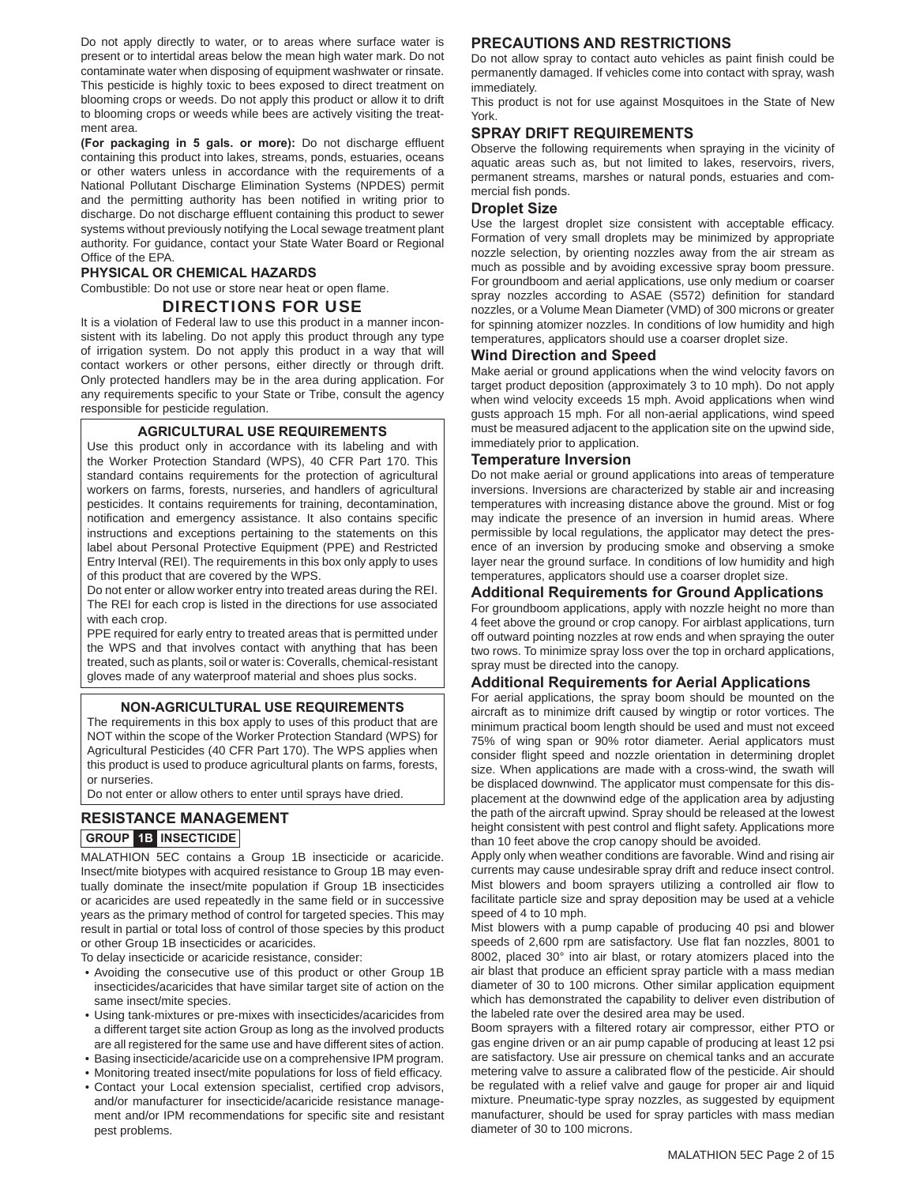Do not apply directly to water, or to areas where surface water is present or to intertidal areas below the mean high water mark. Do not contaminate water when disposing of equipment washwater or rinsate. This pesticide is highly toxic to bees exposed to direct treatment on blooming crops or weeds. Do not apply this product or allow it to drift to blooming crops or weeds while bees are actively visiting the treatment area.

**(For packaging in 5 gals. or more):** Do not discharge effluent containing this product into lakes, streams, ponds, estuaries, oceans or other waters unless in accordance with the requirements of a National Pollutant Discharge Elimination Systems (NPDES) permit and the permitting authority has been notified in writing prior to discharge. Do not discharge effluent containing this product to sewer systems without previously notifying the Local sewage treatment plant authority. For guidance, contact your State Water Board or Regional Office of the EPA.

### PHYSICAL OR CHEMICAL HAZARDS

Combustible: Do not use or store near heat or open flame.

## DIRECTIONS FOR USE

It is a violation of Federal law to use this product in a manner inconsistent with its labeling. Do not apply this product through any type of irrigation system. Do not apply this product in a way that will contact workers or other persons, either directly or through drift. Only protected handlers may be in the area during application. For any requirements specific to your State or Tribe, consult the agency responsible for pesticide regulation.

### AGRICULTURAL USE REQUIREMENTS

Use this product only in accordance with its labeling and with the Worker Protection Standard (WPS), 40 CFR Part 170. This standard contains requirements for the protection of agricultural workers on farms, forests, nurseries, and handlers of agricultural pesticides. It contains requirements for training, decontamination, notification and emergency assistance. It also contains specific instructions and exceptions pertaining to the statements on this label about Personal Protective Equipment (PPE) and Restricted Entry Interval (REI). The requirements in this box only apply to uses of this product that are covered by the WPS.

Do not enter or allow worker entry into treated areas during the REI. The REI for each crop is listed in the directions for use associated with each crop.

PPE required for early entry to treated areas that is permitted under the WPS and that involves contact with anything that has been treated, such as plants, soil or water is: Coveralls, chemical-resistant gloves made of any waterproof material and shoes plus socks.

### NON-AGRICULTURAL USE REQUIREMENTS

The requirements in this box apply to uses of this product that are NOT within the scope of the Worker Protection Standard (WPS) for Agricultural Pesticides (40 CFR Part 170). The WPS applies when this product is used to produce agricultural plants on farms, forests, or nurseries.

Do not enter or allow others to enter until sprays have dried.

### RESISTANCE MANAGEMENT

**GROUP 1B INSECTICIDE**

MALATHION 5EC contains a Group 1B insecticide or acaricide. Insect/mite biotypes with acquired resistance to Group 1B may eventually dominate the insect/mite population if Group 1B insecticides or acaricides are used repeatedly in the same field or in successive years as the primary method of control for targeted species. This may result in partial or total loss of control of those species by this product or other Group 1B insecticides or acaricides.

To delay insecticide or acaricide resistance, consider:

- Avoiding the consecutive use of this product or other Group 1B insecticides/acaricides that have similar target site of action on the same insect/mite species.
- Using tank-mixtures or pre-mixes with insecticides/acaricides from a different target site action Group as long as the involved products are all registered for the same use and have different sites of action.
- Basing insecticide/acaricide use on a comprehensive IPM program.
- Monitoring treated insect/mite populations for loss of field efficacy.
- Contact your Local extension specialist, certified crop advisors, and/or manufacturer for insecticide/acaricide resistance management and/or IPM recommendations for specific site and resistant pest problems.

### PRECAUTIONS AND RESTRICTIONS

Do not allow spray to contact auto vehicles as paint finish could be permanently damaged. If vehicles come into contact with spray, wash immediately.

This product is not for use against Mosquitoes in the State of New York.

### SPRAY DRIFT REQUIREMENTS

Observe the following requirements when spraying in the vicinity of aquatic areas such as, but not limited to lakes, reservoirs, rivers, permanent streams, marshes or natural ponds, estuaries and commercial fish ponds.

#### Droplet Size

Use the largest droplet size consistent with acceptable efficacy. Formation of very small droplets may be minimized by appropriate nozzle selection, by orienting nozzles away from the air stream as much as possible and by avoiding excessive spray boom pressure. For groundboom and aerial applications, use only medium or coarser spray nozzles according to ASAE (S572) definition for standard nozzles, or a Volume Mean Diameter (VMD) of 300 microns or greater for spinning atomizer nozzles. In conditions of low humidity and high temperatures, applicators should use a coarser droplet size.

#### Wind Direction and Speed

Make aerial or ground applications when the wind velocity favors on target product deposition (approximately 3 to 10 mph). Do not apply when wind velocity exceeds 15 mph. Avoid applications when wind gusts approach 15 mph. For all non-aerial applications, wind speed must be measured adjacent to the application site on the upwind side, immediately prior to application.

#### Temperature Inversion

Do not make aerial or ground applications into areas of temperature inversions. Inversions are characterized by stable air and increasing temperatures with increasing distance above the ground. Mist or fog may indicate the presence of an inversion in humid areas. Where permissible by local regulations, the applicator may detect the presence of an inversion by producing smoke and observing a smoke layer near the ground surface. In conditions of low humidity and high temperatures, applicators should use a coarser droplet size.

#### Additional Requirements for Ground Applications

For groundboom applications, apply with nozzle height no more than 4 feet above the ground or crop canopy. For airblast applications, turn off outward pointing nozzles at row ends and when spraying the outer two rows. To minimize spray loss over the top in orchard applications, spray must be directed into the canopy.

#### Additional Requirements for Aerial Applications

For aerial applications, the spray boom should be mounted on the aircraft as to minimize drift caused by wingtip or rotor vortices. The minimum practical boom length should be used and must not exceed 75% of wing span or 90% rotor diameter. Aerial applicators must consider flight speed and nozzle orientation in determining droplet size. When applications are made with a cross-wind, the swath will be displaced downwind. The applicator must compensate for this displacement at the downwind edge of the application area by adjusting the path of the aircraft upwind. Spray should be released at the lowest height consistent with pest control and flight safety. Applications more than 10 feet above the crop canopy should be avoided.

Apply only when weather conditions are favorable. Wind and rising air currents may cause undesirable spray drift and reduce insect control. Mist blowers and boom sprayers utilizing a controlled air flow to facilitate particle size and spray deposition may be used at a vehicle speed of 4 to 10 mph.

Mist blowers with a pump capable of producing 40 psi and blower speeds of 2,600 rpm are satisfactory. Use flat fan nozzles, 8001 to 8002, placed 30° into air blast, or rotary atomizers placed into the air blast that produce an efficient spray particle with a mass median diameter of 30 to 100 microns. Other similar application equipment which has demonstrated the capability to deliver even distribution of the labeled rate over the desired area may be used.

Boom sprayers with a filtered rotary air compressor, either PTO or gas engine driven or an air pump capable of producing at least 12 psi are satisfactory. Use air pressure on chemical tanks and an accurate metering valve to assure a calibrated flow of the pesticide. Air should be regulated with a relief valve and gauge for proper air and liquid mixture. Pneumatic-type spray nozzles, as suggested by equipment manufacturer, should be used for spray particles with mass median diameter of 30 to 100 microns.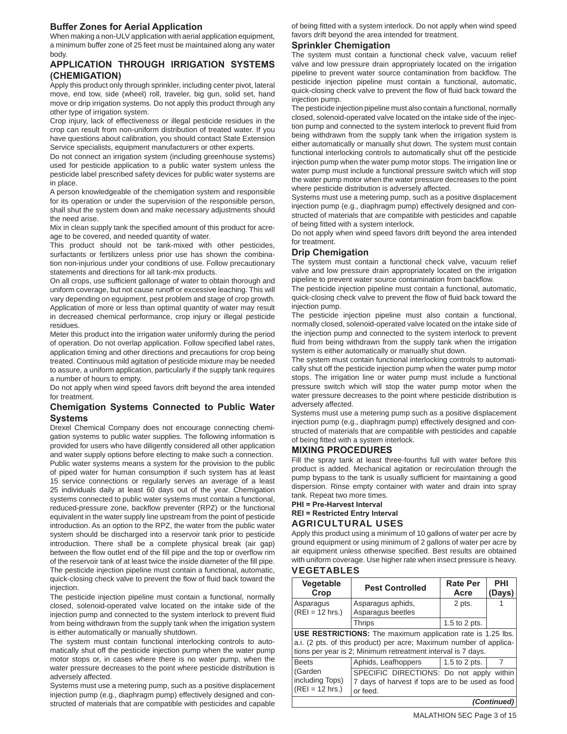### Buffer Zones for Aerial Application

When making a non-ULV application with aerial application equipment, a minimum buffer zone of 25 feet must be maintained along any water body.

## APPLICATION THROUGH IRRIGATION SYSTEMS (CHEMIGATION)

Apply this product only through sprinkler, including center pivot, lateral move, end tow, side (wheel) roll, traveler, big gun, solid set, hand move or drip irrigation systems. Do not apply this product through any other type of irrigation system.

Crop injury, lack of effectiveness or illegal pesticide residues in the crop can result from non-uniform distribution of treated water. If you have questions about calibration, you should contact State Extension Service specialists, equipment manufacturers or other experts.

Do not connect an irrigation system (including greenhouse systems) used for pesticide application to a public water system unless the pesticide label prescribed safety devices for public water systems are in place.

A person knowledgeable of the chemigation system and responsible for its operation or under the supervision of the responsible person, shall shut the system down and make necessary adjustments should the need arise.

Mix in clean supply tank the specified amount of this product for acreage to be covered, and needed quantity of water.

This product should not be tank-mixed with other pesticides, surfactants or fertilizers unless prior use has shown the combination non-injurious under your conditions of use. Follow precautionary statements and directions for all tank-mix products.

On all crops, use sufficient gallonage of water to obtain thorough and uniform coverage, but not cause runoff or excessive leaching. This will vary depending on equipment, pest problem and stage of crop growth. Application of more or less than optimal quantity of water may result in decreased chemical performance, crop injury or illegal pesticide residues.

Meter this product into the irrigation water uniformly during the period of operation. Do not overlap application. Follow specified label rates, application timing and other directions and precautions for crop being treated. Continuous mild agitation of pesticide mixture may be needed to assure, a uniform application, particularly if the supply tank requires a number of hours to empty.

Do not apply when wind speed favors drift beyond the area intended for treatment.

### Chemigation Systems Connected to Public Water Systems

Drexel Chemical Company does not encourage connecting chemigation systems to public water supplies. The following information is provided for users who have diligently considered all other application and water supply options before electing to make such a connection.

Public water systems means a system for the provision to the public of piped water for human consumption if such system has at least 15 service connections or regularly serves an average of a least 25 individuals daily at least 60 days out of the year. Chemigation systems connected to public water systems must contain a functional, reduced-pressure zone, backflow preventer (RPZ) or the functional equivalent in the water supply line upstream from the point of pesticide introduction. As an option to the RPZ, the water from the public water system should be discharged into a reservoir tank prior to pesticide introduction. There shall be a complete physical break (air gap) between the flow outlet end of the fill pipe and the top or overflow rim of the reservoir tank of at least twice the inside diameter of the fill pipe. The pesticide injection pipeline must contain a functional, automatic, quick-closing check valve to prevent the flow of fluid back toward the injection.

The pesticide injection pipeline must contain a functional, normally closed, solenoid-operated valve located on the intake side of the injection pump and connected to the system interlock to prevent fluid from being withdrawn from the supply tank when the irrigation system is either automatically or manually shutdown.

The system must contain functional interlocking controls to automatically shut off the pesticide injection pump when the water pump motor stops or, in cases where there is no water pump, when the water pressure decreases to the point where pesticide distribution is adversely affected.

Systems must use a metering pump, such as a positive displacement injection pump (e.g., diaphragm pump) effectively designed and constructed of materials that are compatible with pesticides and capable of being fitted with a system interlock. Do not apply when wind speed favors drift beyond the area intended for treatment.

### Sprinkler Chemigation

The system must contain a functional check valve, vacuum relief valve and low pressure drain appropriately located on the irrigation pipeline to prevent water source contamination from backflow. The pesticide injection pipeline must contain a functional, automatic, quick-closing check valve to prevent the flow of fluid back toward the injection pump.

The pesticide injection pipeline must also contain a functional, normally closed, solenoid-operated valve located on the intake side of the injection pump and connected to the system interlock to prevent fluid from being withdrawn from the supply tank when the irrigation system is either automatically or manually shut down. The system must contain functional interlocking controls to automatically shut off the pesticide injection pump when the water pump motor stops. The irrigation line or water pump must include a functional pressure switch which will stop the water pump motor when the water pressure decreases to the point where pesticide distribution is adversely affected.

Systems must use a metering pump, such as a positive displacement injection pump (e.g., diaphragm pump) effectively designed and constructed of materials that are compatible with pesticides and capable of being fitted with a system interlock.

Do not apply when wind speed favors drift beyond the area intended for treatment.

### Drip Chemigation

The system must contain a functional check valve, vacuum relief valve and low pressure drain appropriately located on the irrigation pipeline to prevent water source contamination from backflow.

The pesticide injection pipeline must contain a functional, automatic, quick-closing check valve to prevent the flow of fluid back toward the injection pump.

The pesticide injection pipeline must also contain a functional, normally closed, solenoid-operated valve located on the intake side of the injection pump and connected to the system interlock to prevent fluid from being withdrawn from the supply tank when the irrigation system is either automatically or manually shut down.

The system must contain functional interlocking controls to automatically shut off the pesticide injection pump when the water pump motor stops. The irrigation line or water pump must include a functional pressure switch which will stop the water pump motor when the water pressure decreases to the point where pesticide distribution is adversely affected.

Systems must use a metering pump such as a positive displacement injection pump (e.g., diaphragm pump) effectively designed and constructed of materials that are compatible with pesticides and capable of being fitted with a system interlock.

## MIXING PROCEDURES

Fill the spray tank at least three-fourths full with water before this product is added. Mechanical agitation or recirculation through the pump bypass to the tank is usually sufficient for maintaining a good dispersion. Rinse empty container with water and drain into spray tank. Repeat two more times.

**PHI = Pre-Harvest Interval**
**REI = Restricted Entry Interval**

## AGRICULTURAL USES

Apply this product using a minimum of 10 gallons of water per acre by ground equipment or using minimum of 2 gallons of water per acre by air equipment unless otherwise specified. Best results are obtained with uniform coverage. Use higher rate when insect pressure is heavy.

## VEGETABLES

| Vegetable Crop | Pest Controlled | Rate Per Acre | PHI (Days) |
|---|---|---|---|
| Asparagus (REI = 12 hrs.) | Asparagus aphids, Asparagus beetles | 2 pts. | 1 |
| | Thrips | 1.5 to 2 pts. | |
| **USE RESTRICTIONS:** The maximum application rate is 1.25 lbs. a.i. (2 pts. of this product) per acre; Maximum number of applications per year is 2; Minimum retreatment interval is 7 days. | | | |
| Beets (Garden including Tops) (REI = 12 hrs.) | Aphids, Leafhoppers | 1.5 to 2 pts. | 7 |
| | SPECIFIC DIRECTIONS: Do not apply within 7 days of harvest if tops are to be used as food or feed. | | |
| | | | *(Continued)* |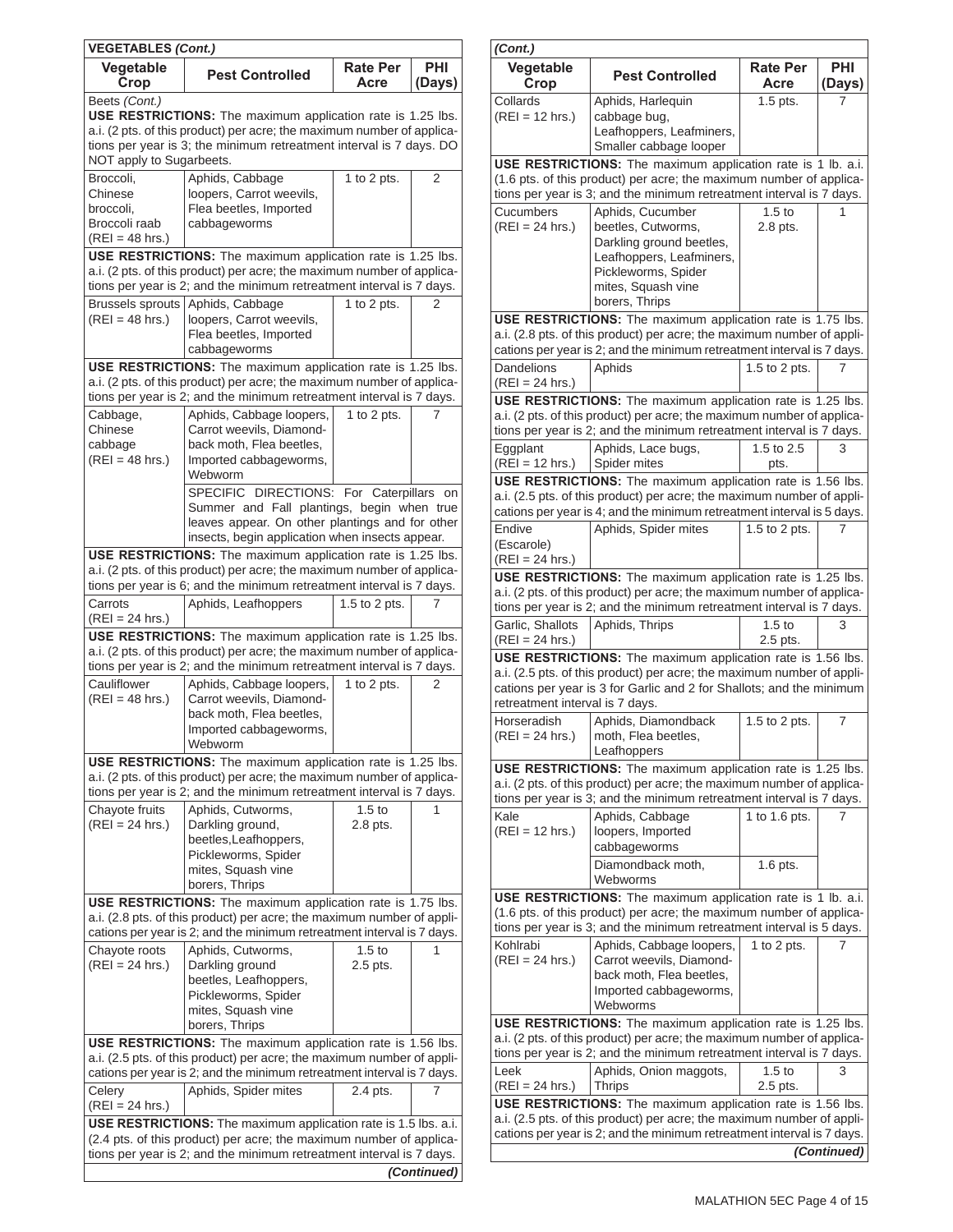**VEGETABLES *(Cont.)***

| Vegetable Crop | Pest Controlled | Rate Per Acre | PHI (Days) |
|---|---|---|---|
| Beets *(Cont.)* | | | |
| **USE RESTRICTIONS:** The maximum application rate is 1.25 lbs. a.i. (2 pts. of this product) per acre; the maximum number of applications per year is 3; the minimum retreatment interval is 7 days. DO NOT apply to Sugarbeets. | | | |
| Broccoli, Chinese broccoli, Broccoli raab (REI = 48 hrs.) | Aphids, Cabbage loopers, Carrot weevils, Flea beetles, Imported cabbageworms | 1 to 2 pts. | 2 |
| **USE RESTRICTIONS:** The maximum application rate is 1.25 lbs. a.i. (2 pts. of this product) per acre; the maximum number of applications per year is 2; and the minimum retreatment interval is 7 days. | | | |
| Brussels sprouts (REI = 48 hrs.) | Aphids, Cabbage loopers, Carrot weevils, Flea beetles, Imported cabbageworms | 1 to 2 pts. | 2 |
| **USE RESTRICTIONS:** The maximum application rate is 1.25 lbs. a.i. (2 pts. of this product) per acre; the maximum number of applications per year is 2; and the minimum retreatment interval is 7 days. | | | |
| Cabbage, Chinese cabbage (REI = 48 hrs.) | Aphids, Cabbage loopers, Carrot weevils, Diamondback moth, Flea beetles, Imported cabbageworms, Webworm | 1 to 2 pts. | 7 |
| | SPECIFIC DIRECTIONS: For Caterpillars on Summer and Fall plantings, begin when true leaves appear. On other plantings and for other insects, begin application when insects appear. | | |
| **USE RESTRICTIONS:** The maximum application rate is 1.25 lbs. a.i. (2 pts. of this product) per acre; the maximum number of applications per year is 6; and the minimum retreatment interval is 7 days. | | | |
| Carrots (REI = 24 hrs.) | Aphids, Leafhoppers | 1.5 to 2 pts. | 7 |
| **USE RESTRICTIONS:** The maximum application rate is 1.25 lbs. a.i. (2 pts. of this product) per acre; the maximum number of applications per year is 2; and the minimum retreatment interval is 7 days. | | | |
| Cauliflower (REI = 48 hrs.) | Aphids, Cabbage loopers, Carrot weevils, Diamondback moth, Flea beetles, Imported cabbageworms, Webworm | 1 to 2 pts. | 2 |
| **USE RESTRICTIONS:** The maximum application rate is 1.25 lbs. a.i. (2 pts. of this product) per acre; the maximum number of applications per year is 2; and the minimum retreatment interval is 7 days. | | | |
| Chayote fruits (REI = 24 hrs.) | Aphids, Cutworms, Darkling ground, beetles,Leafhoppers, Pickleworms, Spider mites, Squash vine borers, Thrips | 1.5 to 2.8 pts. | 1 |
| **USE RESTRICTIONS:** The maximum application rate is 1.75 lbs. a.i. (2.8 pts. of this product) per acre; the maximum number of applications per year is 2; and the minimum retreatment interval is 7 days. | | | |
| Chayote roots (REI = 24 hrs.) | Aphids, Cutworms, Darkling ground beetles, Leafhoppers, Pickleworms, Spider mites, Squash vine borers, Thrips | 1.5 to 2.5 pts. | 1 |
| **USE RESTRICTIONS:** The maximum application rate is 1.56 lbs. a.i. (2.5 pts. of this product) per acre; the maximum number of applications per year is 2; and the minimum retreatment interval is 7 days. | | | |
| Celery (REI = 24 hrs.) | Aphids, Spider mites | 2.4 pts. | 7 |
| **USE RESTRICTIONS:** The maximum application rate is 1.5 lbs. a.i. (2.4 pts. of this product) per acre; the maximum number of applications per year is 2; and the minimum retreatment interval is 7 days. | | | |
| Collards (REI = 12 hrs.) | Aphids, Harlequin cabbage bug, Leafhoppers, Leafminers, Smaller cabbage looper | 1.5 pts. | 7 |
| **USE RESTRICTIONS:** The maximum application rate is 1 lb. a.i. (1.6 pts. of this product) per acre; the maximum number of applications per year is 3; and the minimum retreatment interval is 7 days. | | | |
| Cucumbers (REI = 24 hrs.) | Aphids, Cucumber beetles, Cutworms, Darkling ground beetles, Leafhoppers, Leafminers, Pickleworms, Spider mites, Squash vine borers, Thrips | 1.5 to 2.8 pts. | 1 |
| **USE RESTRICTIONS:** The maximum application rate is 1.75 lbs. a.i. (2.8 pts. of this product) per acre; the maximum number of applications per year is 2; and the minimum retreatment interval is 7 days. | | | |
| Dandelions (REI = 24 hrs.) | Aphids | 1.5 to 2 pts. | 7 |
| **USE RESTRICTIONS:** The maximum application rate is 1.25 lbs. a.i. (2 pts. of this product) per acre; the maximum number of applications per year is 2; and the minimum retreatment interval is 7 days. | | | |
| Eggplant (REI = 12 hrs.) | Aphids, Lace bugs, Spider mites | 1.5 to 2.5 pts. | 3 |
| **USE RESTRICTIONS:** The maximum application rate is 1.56 lbs. a.i. (2.5 pts. of this product) per acre; the maximum number of applications per year is 4; and the minimum retreatment interval is 5 days. | | | |
| Endive (Escarole) (REI = 24 hrs.) | Aphids, Spider mites | 1.5 to 2 pts. | 7 |
| **USE RESTRICTIONS:** The maximum application rate is 1.25 lbs. a.i. (2 pts. of this product) per acre; the maximum number of applications per year is 2; and the minimum retreatment interval is 7 days. | | | |
| Garlic, Shallots (REI = 24 hrs.) | Aphids, Thrips | 1.5 to 2.5 pts. | 3 |
| **USE RESTRICTIONS:** The maximum application rate is 1.56 lbs. a.i. (2.5 pts. of this product) per acre; the maximum number of applications per year is 3 for Garlic and 2 for Shallots; and the minimum retreatment interval is 7 days. | | | |
| Horseradish (REI = 24 hrs.) | Aphids, Diamondback moth, Flea beetles, Leafhoppers | 1.5 to 2 pts. | 7 |
| **USE RESTRICTIONS:** The maximum application rate is 1.25 lbs. a.i. (2 pts. of this product) per acre; the maximum number of applications per year is 3; and the minimum retreatment interval is 7 days. | | | |
| Kale (REI = 12 hrs.) | Aphids, Cabbage loopers, Imported cabbageworms | 1 to 1.6 pts. | 7 |
| | Diamondback moth, Webworms | 1.6 pts. | |
| **USE RESTRICTIONS:** The maximum application rate is 1 lb. a.i. (1.6 pts. of this product) per acre; the maximum number of applications per year is 3; and the minimum retreatment interval is 5 days. | | | |
| Kohlrabi (REI = 24 hrs.) | Aphids, Cabbage loopers, Carrot weevils, Diamondback moth, Flea beetles, Imported cabbageworms, Webworms | 1 to 2 pts. | 7 |
| **USE RESTRICTIONS:** The maximum application rate is 1.25 lbs. a.i. (2 pts. of this product) per acre; the maximum number of applications per year is 2; and the minimum retreatment interval is 7 days. | | | |
| Leek (REI = 24 hrs.) | Aphids, Onion maggots, Thrips | 1.5 to 2.5 pts. | 3 |
| **USE RESTRICTIONS:** The maximum application rate is 1.56 lbs. a.i. (2.5 pts. of this product) per acre; the maximum number of applications per year is 2; and the minimum retreatment interval is 7 days. | | | |

***(Continued)***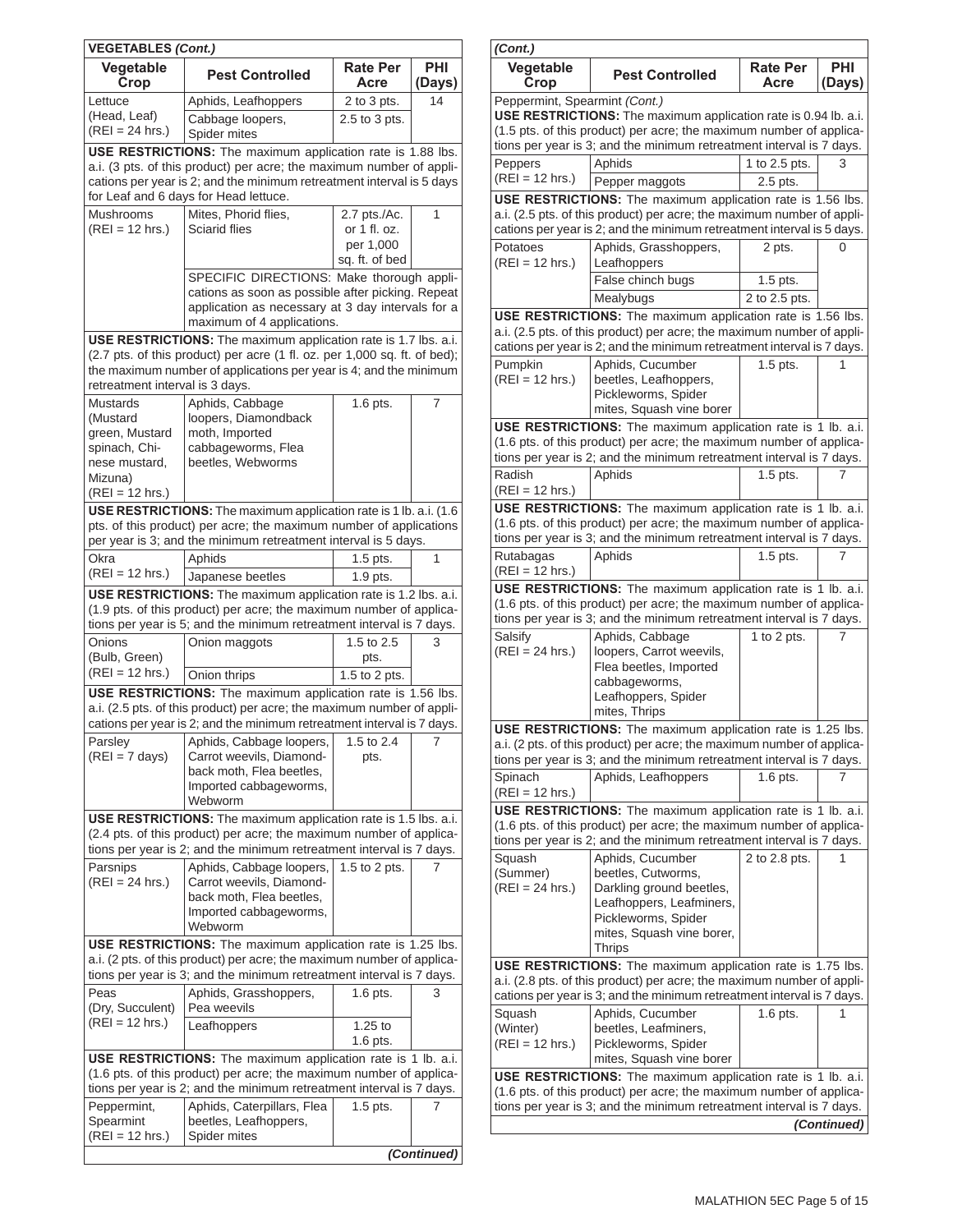**VEGETABLES *(Cont.)***

| Vegetable Crop | Pest Controlled | Rate Per Acre | PHI (Days) |
|---|---|---|---|
| Lettuce (Head, Leaf) (REI = 24 hrs.) | Aphids, Leafhoppers | 2 to 3 pts. | 14 |
| | Cabbage loopers, Spider mites | 2.5 to 3 pts. | |
| **USE RESTRICTIONS:** The maximum application rate is 1.88 lbs. a.i. (3 pts. of this product) per acre; the maximum number of applications per year is 2; and the minimum retreatment interval is 5 days for Leaf and 6 days for Head lettuce. | | | |
| Mushrooms (REI = 12 hrs.) | Mites, Phorid flies, Sciarid flies | 2.7 pts./Ac. or 1 fl. oz. per 1,000 sq. ft. of bed | 1 |
| | SPECIFIC DIRECTIONS: Make thorough applications as soon as possible after picking. Repeat application as necessary at 3 day intervals for a maximum of 4 applications. | | |
| **USE RESTRICTIONS:** The maximum application rate is 1.7 lbs. a.i. (2.7 pts. of this product) per acre (1 fl. oz. per 1,000 sq. ft. of bed); the maximum number of applications per year is 4; and the minimum retreatment interval is 3 days. | | | |
| Mustards (Mustard green, Mustard spinach, Chinese mustard, Mizuna) (REI = 12 hrs.) | Aphids, Cabbage loopers, Diamondback moth, Imported cabbageworms, Flea beetles, Webworms | 1.6 pts. | 7 |
| **USE RESTRICTIONS:** The maximum application rate is 1 lb. a.i. (1.6 pts. of this product) per acre; the maximum number of applications per year is 3; and the minimum retreatment interval is 5 days. | | | |
| Okra (REI = 12 hrs.) | Aphids | 1.5 pts. | 1 |
| | Japanese beetles | 1.9 pts. | |
| **USE RESTRICTIONS:** The maximum application rate is 1.2 lbs. a.i. (1.9 pts. of this product) per acre; the maximum number of applications per year is 5; and the minimum retreatment interval is 7 days. | | | |
| Onions (Bulb, Green) (REI = 12 hrs.) | Onion maggots | 1.5 to 2.5 pts. | 3 |
| | Onion thrips | 1.5 to 2 pts. | |
| **USE RESTRICTIONS:** The maximum application rate is 1.56 lbs. a.i. (2.5 pts. of this product) per acre; the maximum number of applications per year is 2; and the minimum retreatment interval is 7 days. | | | |
| Parsley (REI = 7 days) | Aphids, Cabbage loopers, Carrot weevils, Diamondback moth, Flea beetles, Imported cabbageworms, Webworm | 1.5 to 2.4 pts. | 7 |
| **USE RESTRICTIONS:** The maximum application rate is 1.5 lbs. a.i. (2.4 pts. of this product) per acre; the maximum number of applications per year is 2; and the minimum retreatment interval is 7 days. | | | |
| Parsnips (REI = 24 hrs.) | Aphids, Cabbage loopers, Carrot weevils, Diamondback moth, Flea beetles, Imported cabbageworms, Webworm | 1.5 to 2 pts. | 7 |
| **USE RESTRICTIONS:** The maximum application rate is 1.25 lbs. a.i. (2 pts. of this product) per acre; the maximum number of applications per year is 3; and the minimum retreatment interval is 7 days. | | | |
| Peas (Dry, Succulent) (REI = 12 hrs.) | Aphids, Grasshoppers, Pea weevils | 1.6 pts. | 3 |
| | Leafhoppers | 1.25 to 1.6 pts. | |
| **USE RESTRICTIONS:** The maximum application rate is 1 lb. a.i. (1.6 pts. of this product) per acre; the maximum number of applications per year is 2; and the minimum retreatment interval is 7 days. | | | |
| Peppermint, Spearmint (REI = 12 hrs.) | Aphids, Caterpillars, Flea beetles, Leafhoppers, Spider mites | 1.5 pts. | 7 |
| **USE RESTRICTIONS:** The maximum application rate is 0.94 lb. a.i. (1.5 pts. of this product) per acre; the maximum number of applications per year is 3; and the minimum retreatment interval is 7 days. | | | |
| Peppers (REI = 12 hrs.) | Aphids | 1 to 2.5 pts. | 3 |
| | Pepper maggots | 2.5 pts. | |
| **USE RESTRICTIONS:** The maximum application rate is 1.56 lbs. a.i. (2.5 pts. of this product) per acre; the maximum number of applications per year is 2; and the minimum retreatment interval is 5 days. | | | |
| Potatoes (REI = 12 hrs.) | Aphids, Grasshoppers, Leafhoppers | 2 pts. | 0 |
| | False chinch bugs | 1.5 pts. | |
| | Mealybugs | 2 to 2.5 pts. | |
| **USE RESTRICTIONS:** The maximum application rate is 1.56 lbs. a.i. (2.5 pts. of this product) per acre; the maximum number of applications per year is 2; and the minimum retreatment interval is 7 days. | | | |
| Pumpkin (REI = 12 hrs.) | Aphids, Cucumber beetles, Leafhoppers, Pickleworms, Spider mites, Squash vine borer | 1.5 pts. | 1 |
| **USE RESTRICTIONS:** The maximum application rate is 1 lb. a.i. (1.6 pts. of this product) per acre; the maximum number of applications per year is 2; and the minimum retreatment interval is 7 days. | | | |
| Radish (REI = 12 hrs.) | Aphids | 1.5 pts. | 7 |
| **USE RESTRICTIONS:** The maximum application rate is 1 lb. a.i. (1.6 pts. of this product) per acre; the maximum number of applications per year is 3; and the minimum retreatment interval is 7 days. | | | |
| Rutabagas (REI = 12 hrs.) | Aphids | 1.5 pts. | 7 |
| **USE RESTRICTIONS:** The maximum application rate is 1 lb. a.i. (1.6 pts. of this product) per acre; the maximum number of applications per year is 3; and the minimum retreatment interval is 7 days. | | | |
| Salsify (REI = 24 hrs.) | Aphids, Cabbage loopers, Carrot weevils, Flea beetles, Imported cabbageworms, Leafhoppers, Spider mites, Thrips | 1 to 2 pts. | 7 |
| **USE RESTRICTIONS:** The maximum application rate is 1.25 lbs. a.i. (2 pts. of this product) per acre; the maximum number of applications per year is 3; and the minimum retreatment interval is 7 days. | | | |
| Spinach (REI = 12 hrs.) | Aphids, Leafhoppers | 1.6 pts. | 7 |
| **USE RESTRICTIONS:** The maximum application rate is 1 lb. a.i. (1.6 pts. of this product) per acre; the maximum number of applications per year is 2; and the minimum retreatment interval is 7 days. | | | |
| Squash (Summer) (REI = 24 hrs.) | Aphids, Cucumber beetles, Cutworms, Darkling ground beetles, Leafhoppers, Leafminers, Pickleworms, Spider mites, Squash vine borer, Thrips | 2 to 2.8 pts. | 1 |
| **USE RESTRICTIONS:** The maximum application rate is 1.75 lbs. a.i. (2.8 pts. of this product) per acre; the maximum number of applications per year is 3; and the minimum retreatment interval is 7 days. | | | |
| Squash (Winter) (REI = 12 hrs.) | Aphids, Cucumber beetles, Leafminers, Pickleworms, Spider mites, Squash vine borer | 1.6 pts. | 1 |
| **USE RESTRICTIONS:** The maximum application rate is 1 lb. a.i. (1.6 pts. of this product) per acre; the maximum number of applications per year is 3; and the minimum retreatment interval is 7 days. | | | |

***(Continued)***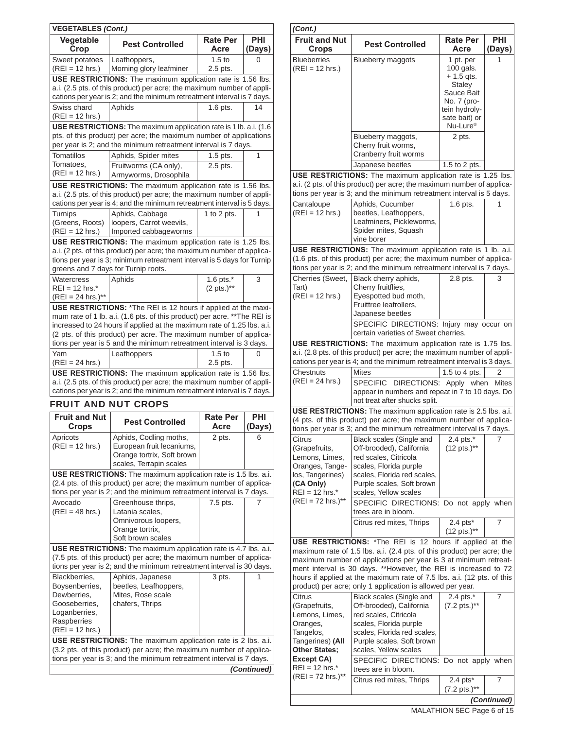**VEGETABLES *(Cont.)***

| Vegetable Crop | Pest Controlled | Rate Per Acre | PHI (Days) |
|---|---|---|---|
| Sweet potatoes (REI = 12 hrs.) | Leafhoppers, Morning glory leafminer | 1.5 to 2.5 pts. | 0 |
| **USE RESTRICTIONS:** The maximum application rate is 1.56 lbs. a.i. (2.5 pts. of this product) per acre; the maximum number of applications per year is 2; and the minimum retreatment interval is 7 days. | | | |
| Swiss chard (REI = 12 hrs.) | Aphids | 1.6 pts. | 14 |
| **USE RESTRICTIONS:** The maximum application rate is 1 lb. a.i. (1.6 pts. of this product) per acre; the maximum number of applications per year is 2; and the minimum retreatment interval is 7 days. | | | |
| Tomatillos Tomatoes, (REI = 12 hrs.) | Aphids, Spider mites | 1.5 pts. | 1 |
| | Fruitworms (CA only), Armyworms, Drosophila | 2.5 pts. | |
| **USE RESTRICTIONS:** The maximum application rate is 1.56 lbs. a.i. (2.5 pts. of this product) per acre; the maximum number of applications per year is 4; and the minimum retreatment interval is 5 days. | | | |
| Turnips (Greens, Roots) (REI = 12 hrs.) | Aphids, Cabbage loopers, Carrot weevils, Imported cabbageworms | 1 to 2 pts. | 1 |
| **USE RESTRICTIONS:** The maximum application rate is 1.25 lbs. a.i. (2 pts. of this product) per acre; the maximum number of applications per year is 3; minimum retreatment interval is 5 days for Turnip greens and 7 days for Turnip roots. | | | |
| Watercress REI = 12 hrs.* (REI = 24 hrs.)** | Aphids | 1.6 pts.* (2 pts.)** | 3 |
| **USE RESTRICTIONS:** *The REI is 12 hours if applied at the maximum rate of 1 lb. a.i. (1.6 pts. of this product) per acre. **The REI is increased to 24 hours if applied at the maximum rate of 1.25 lbs. a.i. (2 pts. of this product) per acre. The maximum number of applications per year is 5 and the minimum retreatment interval is 3 days. | | | |
| Yam (REI = 24 hrs.) | Leafhoppers | 1.5 to 2.5 pts. | 0 |
| **USE RESTRICTIONS:** The maximum application rate is 1.56 lbs. a.i. (2.5 pts. of this product) per acre; the maximum number of applications per year is 2; and the minimum retreatment interval is 7 days. | | | |

## FRUIT AND NUT CROPS

| Fruit and Nut Crops | Pest Controlled | Rate Per Acre | PHI (Days) |
|---|---|---|---|
| Apricots (REI = 12 hrs.) | Aphids, Codling moths, European fruit lecaniums, Orange tortrix, Soft brown scales, Terrapin scales | 2 pts. | 6 |
| **USE RESTRICTIONS:** The maximum application rate is 1.5 lbs. a.i. (2.4 pts. of this product) per acre; the maximum number of applications per year is 2; and the minimum retreatment interval is 7 days. | | | |
| Avocado (REI = 48 hrs.) | Greenhouse thrips, Latania scales, Omnivorous loopers, Orange tortrix, Soft brown scales | 7.5 pts. | 7 |
| **USE RESTRICTIONS:** The maximum application rate is 4.7 lbs. a.i. (7.5 pts. of this product) per acre; the maximum number of applications per year is 2; and the minimum retreatment interval is 30 days. | | | |
| Blackberries, Boysenberries, Dewberries, Gooseberries, Loganberries, Raspberries (REI = 12 hrs.) | Aphids, Japanese beetles, Leafhoppers, Mites, Rose scale chafers, Thrips | 3 pts. | 1 |
| **USE RESTRICTIONS:** The maximum application rate is 2 lbs. a.i. (3.2 pts. of this product) per acre; the maximum number of applications per year is 3; and the minimum retreatment interval is 7 days. | | | |

*(Continued)*

***(Cont.)***

| Fruit and Nut Crops | Pest Controlled | Rate Per Acre | PHI (Days) |
|---|---|---|---|
| Blueberries (REI = 12 hrs.) | Blueberry maggots | 1 pt. per 100 gals. + 1.5 qts. Staley Sauce Bait No. 7 (protein hydrolysate bait) or Nu-Lure® | 1 |
| | Blueberry maggots, Cherry fruit worms, Cranberry fruit worms | 2 pts. | |
| | Japanese beetles | 1.5 to 2 pts. | |
| **USE RESTRICTIONS:** The maximum application rate is 1.25 lbs. a.i. (2 pts. of this product) per acre; the maximum number of applications per year is 3; and the minimum retreatment interval is 5 days. | | | |
| Cantaloupe (REI = 12 hrs.) | Aphids, Cucumber beetles, Leafhoppers, Leafminers, Pickleworms, Spider mites, Squash vine borer | 1.6 pts. | 1 |
| **USE RESTRICTIONS:** The maximum application rate is 1 lb. a.i. (1.6 pts. of this product) per acre; the maximum number of applications per year is 2; and the minimum retreatment interval is 7 days. | | | |
| Cherries (Sweet, Tart) (REI = 12 hrs.) | Black cherry aphids, Cherry fruitflies, Eyespotted bud moth, Fruittree leafrollers, Japanese beetles | 2.8 pts. | 3 |
| | SPECIFIC DIRECTIONS: Injury may occur on certain varieties of Sweet cherries. | | |
| **USE RESTRICTIONS:** The maximum application rate is 1.75 lbs. a.i. (2.8 pts. of this product) per acre; the maximum number of applications per year is 4; and the minimum retreatment interval is 3 days. | | | |
| Chestnuts (REI = 24 hrs.) | Mites | 1.5 to 4 pts. | 2 |
| | SPECIFIC DIRECTIONS: Apply when Mites appear in numbers and repeat in 7 to 10 days. Do not treat after shucks split. | | |
| **USE RESTRICTIONS:** The maximum application rate is 2.5 lbs. a.i. (4 pts. of this product) per acre; the maximum number of applications per year is 3; and the minimum retreatment interval is 7 days. | | | |
| Citrus (Grapefruits, Lemons, Limes, Oranges, Tangelos, Tangerines) **(CA Only)** REI = 12 hrs.* (REI = 72 hrs.)** | Black scales (Single and Off-brooded), California red scales, Citricola scales, Florida purple scales, Florida red scales, Purple scales, Soft brown scales, Yellow scales | 2.4 pts.* (12 pts.)** | 7 |
| | SPECIFIC DIRECTIONS: Do not apply when trees are in bloom. | | |
| | Citrus red mites, Thrips | 2.4 pts* (12 pts.)** | 7 |
| **USE RESTRICTIONS:** *The REI is 12 hours if applied at the maximum rate of 1.5 lbs. a.i. (2.4 pts. of this product) per acre; the maximum number of applications per year is 3 at minimum retreatment interval is 30 days. **However, the REI is increased to 72 hours if applied at the maximum rate of 7.5 lbs. a.i. (12 pts. of this product) per acre; only 1 application is allowed per year. | | | |
| Citrus (Grapefruits, Lemons, Limes, Oranges, Tangelos, Tangerines) **(All Other States; Except CA)** REI = 12 hrs.* (REI = 72 hrs.)** | Black scales (Single and Off-brooded), California red scales, Citricola scales, Florida purple scales, Florida red scales, Purple scales, Soft brown scales, Yellow scales | 2.4 pts.* (7.2 pts.)** | 7 |
| | SPECIFIC DIRECTIONS: Do not apply when trees are in bloom. | | |
| | Citrus red mites, Thrips | 2.4 pts* (7.2 pts.)** | 7 |

*(Continued)*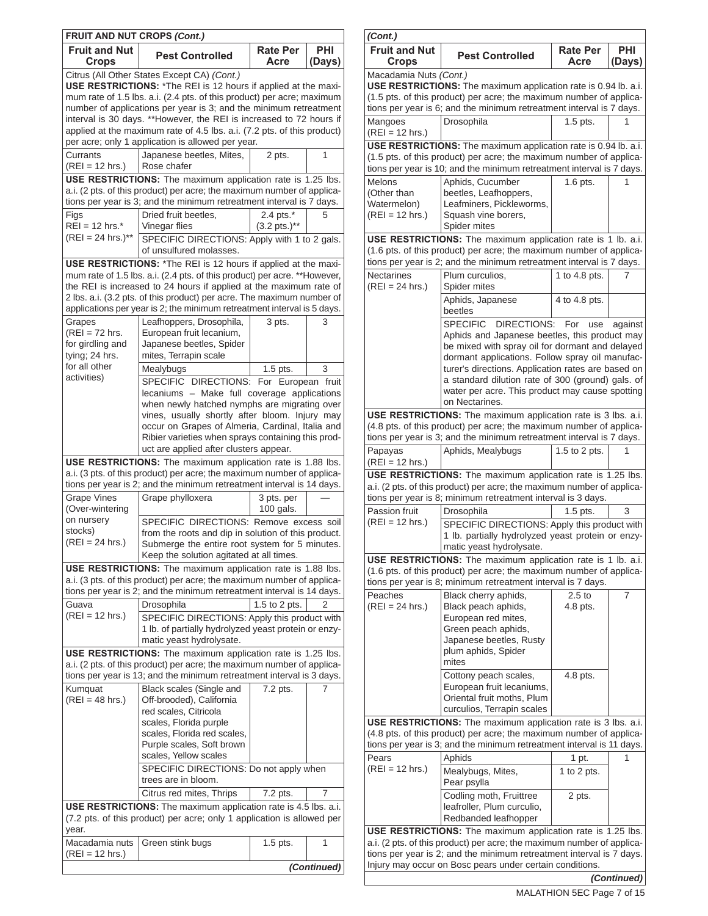**FRUIT AND NUT CROPS *(Cont.)***

| Fruit and Nut Crops | Pest Controlled | Rate Per Acre | PHI (Days) |
|---|---|---|---|
| Citrus (All Other States Except CA) *(Cont.)* **USE RESTRICTIONS:** *The REI is 12 hours if applied at the maximum rate of 1.5 lbs. a.i. (2.4 pts. of this product) per acre; maximum number of applications per year is 3; and the minimum retreatment interval is 30 days. **However, the REI is increased to 72 hours if applied at the maximum rate of 4.5 lbs. a.i. (7.2 pts. of this product) per acre; only 1 application is allowed per year. | | | |
| Currants (REI = 12 hrs.) | Japanese beetles, Mites, Rose chafer | 2 pts. | 1 |
| **USE RESTRICTIONS:** The maximum application rate is 1.25 lbs. a.i. (2 pts. of this product) per acre; the maximum number of applications per year is 3; and the minimum retreatment interval is 7 days. | | | |
| Figs REI = 12 hrs.* (REI = 24 hrs.)** | Dried fruit beetles, Vinegar flies | 2.4 pts.* (3.2 pts.)** | 5 |
| | SPECIFIC DIRECTIONS: Apply with 1 to 2 gals. of unsulfured molasses. | | |
| **USE RESTRICTIONS:** *The REI is 12 hours if applied at the maximum rate of 1.5 lbs. a.i. (2.4 pts. of this product) per acre. **However, the REI is increased to 24 hours if applied at the maximum rate of 2 lbs. a.i. (3.2 pts. of this product) per acre. The maximum number of applications per year is 2; the minimum retreatment interval is 5 days. | | | |
| Grapes (REI = 72 hrs. for girdling and tying; 24 hrs. for all other activities) | Leafhoppers, Drosophila, European fruit lecanium, Japanese beetles, Spider mites, Terrapin scale | 3 pts. | 3 |
| | Mealybugs | 1.5 pts. | 3 |
| | SPECIFIC DIRECTIONS: For European fruit lecaniums – Make full coverage applications when newly hatched nymphs are migrating over vines, usually shortly after bloom. Injury may occur on Grapes of Almeria, Cardinal, Italia and Ribier varieties when sprays containing this product are applied after clusters appear. | | |
| **USE RESTRICTIONS:** The maximum application rate is 1.88 lbs. a.i. (3 pts. of this product) per acre; the maximum number of applications per year is 2; and the minimum retreatment interval is 14 days. | | | |
| Grape Vines (Over-wintering on nursery stocks) (REI = 24 hrs.) | Grape phylloxera | 3 pts. per 100 gals. | — |
| | SPECIFIC DIRECTIONS: Remove excess soil from the roots and dip in solution of this product. Submerge the entire root system for 5 minutes. Keep the solution agitated at all times. | | |
| **USE RESTRICTIONS:** The maximum application rate is 1.88 lbs. a.i. (3 pts. of this product) per acre; the maximum number of applications per year is 2; and the minimum retreatment interval is 14 days. | | | |
| Guava (REI = 12 hrs.) | Drosophila | 1.5 to 2 pts. | 2 |
| | SPECIFIC DIRECTIONS: Apply this product with 1 lb. of partially hydrolyzed yeast protein or enzymatic yeast hydrolysate. | | |
| **USE RESTRICTIONS:** The maximum application rate is 1.25 lbs. a.i. (2 pts. of this product) per acre; the maximum number of applications per year is 13; and the minimum retreatment interval is 3 days. | | | |
| Kumquat (REI = 48 hrs.) | Black scales (Single and Off-brooded), California red scales, Citricola scales, Florida purple scales, Florida red scales, Purple scales, Soft brown scales, Yellow scales | 7.2 pts. | 7 |
| | SPECIFIC DIRECTIONS: Do not apply when trees are in bloom. | | |
| | Citrus red mites, Thrips | 7.2 pts. | 7 |
| **USE RESTRICTIONS:** The maximum application rate is 4.5 lbs. a.i. (7.2 pts. of this product) per acre; only 1 application is allowed per year. | | | |
| Macadamia nuts (REI = 12 hrs.) | Green stink bugs | 1.5 pts. | 1 |

*(Continued)*

***(Cont.)***

| Fruit and Nut Crops | Pest Controlled | Rate Per Acre | PHI (Days) |
|---|---|---|---|
| Macadamia Nuts *(Cont.)* **USE RESTRICTIONS:** The maximum application rate is 0.94 lb. a.i. (1.5 pts. of this product) per acre; the maximum number of applications per year is 6; and the minimum retreatment interval is 7 days. | | | |
| Mangoes (REI = 12 hrs.) | Drosophila | 1.5 pts. | 1 |
| **USE RESTRICTIONS:** The maximum application rate is 0.94 lb. a.i. (1.5 pts. of this product) per acre; the maximum number of applications per year is 10; and the minimum retreatment interval is 7 days. | | | |
| Melons (Other than Watermelon) (REI = 12 hrs.) | Aphids, Cucumber beetles, Leafhoppers, Leafminers, Pickleworms, Squash vine borers, Spider mites | 1.6 pts. | 1 |
| **USE RESTRICTIONS:** The maximum application rate is 1 lb. a.i. (1.6 pts. of this product) per acre; the maximum number of applications per year is 2; and the minimum retreatment interval is 7 days. | | | |
| Nectarines (REI = 24 hrs.) | Plum curculios, Spider mites | 1 to 4.8 pts. | 7 |
| | Aphids, Japanese beetles | 4 to 4.8 pts. | |
| | SPECIFIC DIRECTIONS: For use against Aphids and Japanese beetles, this product may be mixed with spray oil for dormant and delayed dormant applications. Follow spray oil manufacturer's directions. Application rates are based on a standard dilution rate of 300 (ground) gals. of water per acre. This product may cause spotting on Nectarines. | | |
| **USE RESTRICTIONS:** The maximum application rate is 3 lbs. a.i. (4.8 pts. of this product) per acre; the maximum number of applications per year is 3; and the minimum retreatment interval is 7 days. | | | |
| Papayas (REI = 12 hrs.) | Aphids, Mealybugs | 1.5 to 2 pts. | 1 |
| **USE RESTRICTIONS:** The maximum application rate is 1.25 lbs. a.i. (2 pts. of this product) per acre; the maximum number of applications per year is 8; minimum retreatment interval is 3 days. | | | |
| Passion fruit (REI = 12 hrs.) | Drosophila | 1.5 pts. | 3 |
| | SPECIFIC DIRECTIONS: Apply this product with 1 lb. partially hydrolyzed yeast protein or enzymatic yeast hydrolysate. | | |
| **USE RESTRICTIONS:** The maximum application rate is 1 lb. a.i. (1.6 pts. of this product) per acre; the maximum number of applications per year is 8; minimum retreatment interval is 7 days. | | | |
| Peaches (REI = 24 hrs.) | Black cherry aphids, Black peach aphids, European red mites, Green peach aphids, Japanese beetles, Rusty plum aphids, Spider mites | 2.5 to 4.8 pts. | 7 |
| | Cottony peach scales, European fruit lecaniums, Oriental fruit moths, Plum curculios, Terrapin scales | 4.8 pts. | |
| **USE RESTRICTIONS:** The maximum application rate is 3 lbs. a.i. (4.8 pts. of this product) per acre; the maximum number of applications per year is 3; and the minimum retreatment interval is 11 days. | | | |
| Pears (REI = 12 hrs.) | Aphids | 1 pt. | 1 |
| | Mealybugs, Mites, Pear psylla | 1 to 2 pts. | |
| | Codling moth, Fruittree leafroller, Plum curculio, Redbanded leafhopper | 2 pts. | |
| **USE RESTRICTIONS:** The maximum application rate is 1.25 lbs. a.i. (2 pts. of this product) per acre; the maximum number of applications per year is 2; and the minimum retreatment interval is 7 days. Injury may occur on Bosc pears under certain conditions. | | | |

*(Continued)*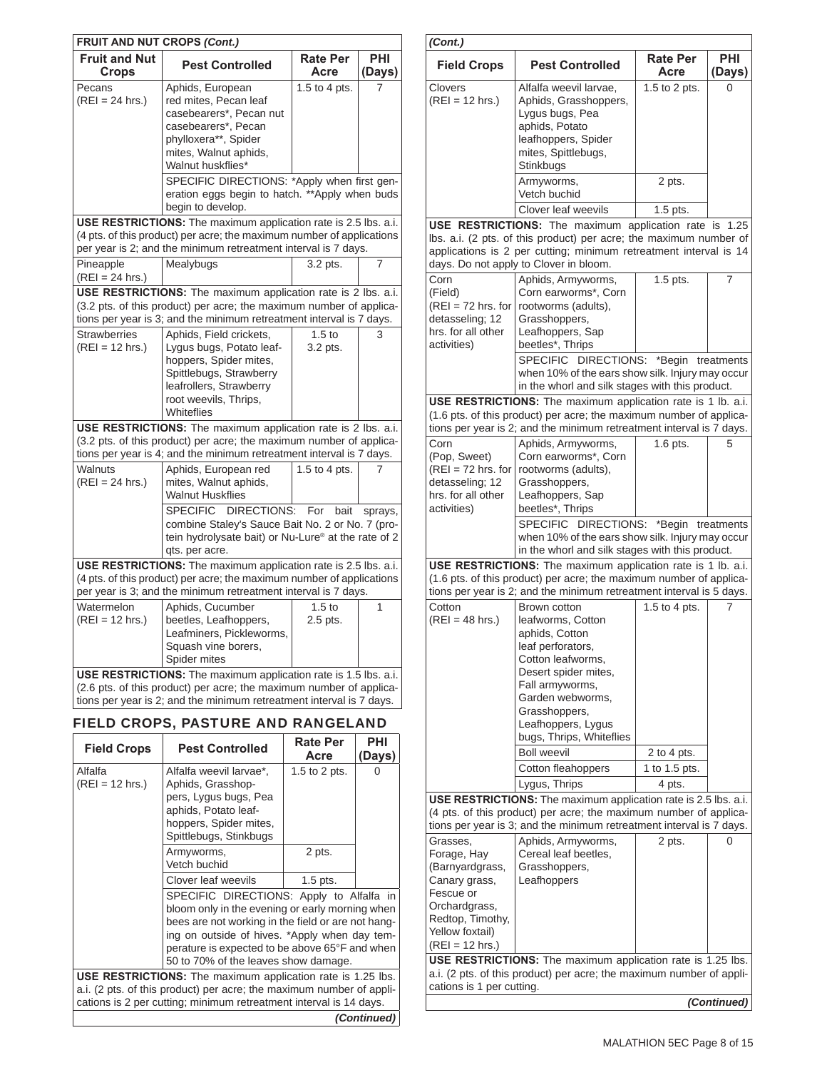**FRUIT AND NUT CROPS *(Cont.)***

| Fruit and Nut Crops | Pest Controlled | Rate Per Acre | PHI (Days) |
|---|---|---|---|
| Pecans (REI = 24 hrs.) | Aphids, European red mites, Pecan leaf casebearers*, Pecan nut casebearers*, Pecan phylloxera**, Spider mites, Walnut aphids, Walnut huskflies* | 1.5 to 4 pts. | 7 |
| | SPECIFIC DIRECTIONS: *Apply when first generation eggs begin to hatch. **Apply when buds begin to develop. | | |
| **USE RESTRICTIONS:** The maximum application rate is 2.5 lbs. a.i. (4 pts. of this product) per acre; the maximum number of applications per year is 2; and the minimum retreatment interval is 7 days. | | | |
| Pineapple (REI = 24 hrs.) | Mealybugs | 3.2 pts. | 7 |
| **USE RESTRICTIONS:** The maximum application rate is 2 lbs. a.i. (3.2 pts. of this product) per acre; the maximum number of applications per year is 3; and the minimum retreatment interval is 7 days. | | | |
| Strawberries (REI = 12 hrs.) | Aphids, Field crickets, Lygus bugs, Potato leafhoppers, Spider mites, Spittlebugs, Strawberry leafrollers, Strawberry root weevils, Thrips, Whiteflies | 1.5 to 3.2 pts. | 3 |
| **USE RESTRICTIONS:** The maximum application rate is 2 lbs. a.i. (3.2 pts. of this product) per acre; the maximum number of applications per year is 4; and the minimum retreatment interval is 7 days. | | | |
| Walnuts (REI = 24 hrs.) | Aphids, European red mites, Walnut aphids, Walnut Huskflies | 1.5 to 4 pts. | 7 |
| | SPECIFIC DIRECTIONS: For bait sprays, combine Staley's Sauce Bait No. 2 or No. 7 (protein hydrolysate bait) or Nu-Lure® at the rate of 2 qts. per acre. | | |
| **USE RESTRICTIONS:** The maximum application rate is 2.5 lbs. a.i. (4 pts. of this product) per acre; the maximum number of applications per year is 3; and the minimum retreatment interval is 7 days. | | | |
| Watermelon (REI = 12 hrs.) | Aphids, Cucumber beetles, Leafhoppers, Leafminers, Pickleworms, Squash vine borers, Spider mites | 1.5 to 2.5 pts. | 1 |
| **USE RESTRICTIONS:** The maximum application rate is 1.5 lbs. a.i. (2.6 pts. of this product) per acre; the maximum number of applications per year is 2; and the minimum retreatment interval is 7 days. | | | |

## FIELD CROPS, PASTURE AND RANGELAND

| Field Crops | Pest Controlled | Rate Per Acre | PHI (Days) |
|---|---|---|---|
| Alfalfa (REI = 12 hrs.) | Alfalfa weevil larvae*, Aphids, Grasshoppers, Lygus bugs, Pea aphids, Potato leafhoppers, Spider mites, Spittlebugs, Stinkbugs | 1.5 to 2 pts. | 0 |
| | Armyworms, Vetch buchid | 2 pts. | |
| | Clover leaf weevils | 1.5 pts. | |
| | SPECIFIC DIRECTIONS: Apply to Alfalfa in bloom only in the evening or early morning when bees are not working in the field or are not hanging on outside of hives. *Apply when day temperature is expected to be above 65°F and when 50 to 70% of the leaves show damage. | | |
| **USE RESTRICTIONS:** The maximum application rate is 1.25 lbs. a.i. (2 pts. of this product) per acre; the maximum number of applications is 2 per cutting; minimum retreatment interval is 14 days. | | | |
| Clovers (REI = 12 hrs.) | Alfalfa weevil larvae, Aphids, Grasshoppers, Lygus bugs, Pea aphids, Potato leafhoppers, Spider mites, Spittlebugs, Stinkbugs | 1.5 to 2 pts. | 0 |
| | Armyworms, Vetch buchid | 2 pts. | |
| | Clover leaf weevils | 1.5 pts. | |
| **USE RESTRICTIONS:** The maximum application rate is 1.25 lbs. a.i. (2 pts. of this product) per acre; the maximum number of applications is 2 per cutting; minimum retreatment interval is 14 days. Do not apply to Clover in bloom. | | | |
| Corn (Field) (REI = 72 hrs. for detasseling; 12 hrs. for all other activities) | Aphids, Armyworms, Corn earworms*, Corn rootworms (adults), Grasshoppers, Leafhoppers, Sap beetles*, Thrips | 1.5 pts. | 7 |
| | SPECIFIC DIRECTIONS: *Begin treatments when 10% of the ears show silk. Injury may occur in the whorl and silk stages with this product. | | |
| **USE RESTRICTIONS:** The maximum application rate is 1 lb. a.i. (1.6 pts. of this product) per acre; the maximum number of applications per year is 2; and the minimum retreatment interval is 7 days. | | | |
| Corn (Pop, Sweet) (REI = 72 hrs. for detasseling; 12 hrs. for all other activities) | Aphids, Armyworms, Corn earworms*, Corn rootworms (adults), Grasshoppers, Leafhoppers, Sap beetles*, Thrips | 1.6 pts. | 5 |
| | SPECIFIC DIRECTIONS: *Begin treatments when 10% of the ears show silk. Injury may occur in the whorl and silk stages with this product. | | |
| **USE RESTRICTIONS:** The maximum application rate is 1 lb. a.i. (1.6 pts. of this product) per acre; the maximum number of applications per year is 2; and the minimum retreatment interval is 5 days. | | | |
| Cotton (REI = 48 hrs.) | Brown cotton leafworms, Cotton aphids, Cotton leaf perforators, Cotton leafworms, Desert spider mites, Fall armyworms, Garden webworms, Grasshoppers, Leafhoppers, Lygus bugs, Thrips, Whiteflies | 1.5 to 4 pts. | 7 |
| | Boll weevil | 2 to 4 pts. | |
| | Cotton fleahoppers | 1 to 1.5 pts. | |
| | Lygus, Thrips | 4 pts. | |
| **USE RESTRICTIONS:** The maximum application rate is 2.5 lbs. a.i. (4 pts. of this product) per acre; the maximum number of applications per year is 3; and the minimum retreatment interval is 7 days. | | | |
| Grasses, Forage, Hay (Barnyardgrass, Canary grass, Fescue or Orchardgrass, Redtop, Timothy, Yellow foxtail) (REI = 12 hrs.) | Aphids, Armyworms, Cereal leaf beetles, Grasshoppers, Leafhoppers | 2 pts. | 0 |
| **USE RESTRICTIONS:** The maximum application rate is 1.25 lbs. a.i. (2 pts. of this product) per acre; the maximum number of applications is 1 per cutting. | | | |

***(Continued)***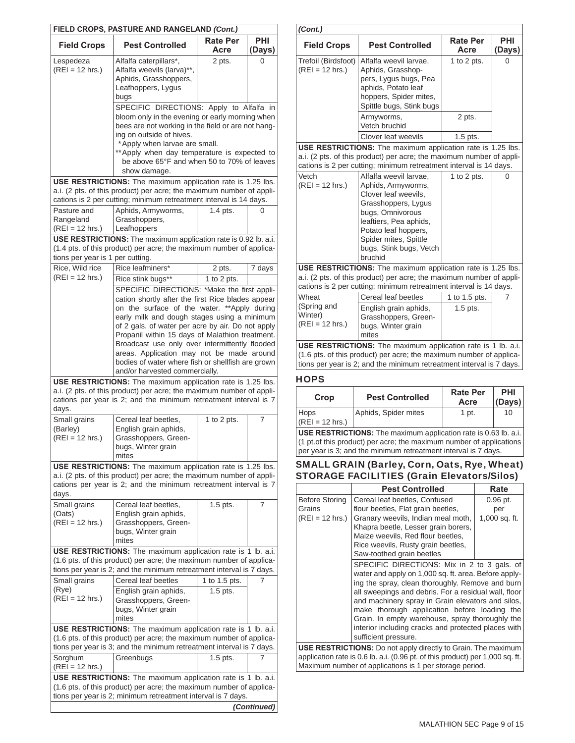**FIELD CROPS, PASTURE AND RANGELAND *(Cont.)***

| Field Crops | Pest Controlled | Rate Per Acre | PHI (Days) |
|---|---|---|---|
| Lespedeza (REI = 12 hrs.) | Alfalfa caterpillars*, Alfalfa weevils (larva)**, Aphids, Grasshoppers, Leafhoppers, Lygus bugs | 2 pts. | 0 |
| | SPECIFIC DIRECTIONS: Apply to Alfalfa in bloom only in the evening or early morning when bees are not working in the field or are not hanging on outside of hives. *Apply when larvae are small. **Apply when day temperature is expected to be above 65°F and when 50 to 70% of leaves show damage. | | |
| **USE RESTRICTIONS:** The maximum application rate is 1.25 lbs. a.i. (2 pts. of this product) per acre; the maximum number of applications is 2 per cutting; minimum retreatment interval is 14 days. | | | |
| Pasture and Rangeland (REI = 12 hrs.) | Aphids, Armyworms, Grasshoppers, Leafhoppers | 1.4 pts. | 0 |
| **USE RESTRICTIONS:** The maximum application rate is 0.92 lb. a.i. (1.4 pts. of this product) per acre; the maximum number of applications per year is 1 per cutting. | | | |
| Rice, Wild rice (REI = 12 hrs.) | Rice leafminers* | 2 pts. | 7 days |
| | Rice stink bugs** | 1 to 2 pts. | |
| | SPECIFIC DIRECTIONS: *Make the first application shortly after the first Rice blades appear on the surface of the water. **Apply during early milk and dough stages using a minimum of 2 gals. of water per acre by air. Do not apply Propanil within 15 days of Malathion treatment. Broadcast use only over intermittently flooded areas. Application may not be made around bodies of water where fish or shellfish are grown and/or harvested commercially. | | |
| **USE RESTRICTIONS:** The maximum application rate is 1.25 lbs. a.i. (2 pts. of this product) per acre; the maximum number of applications per year is 2; and the minimum retreatment interval is 7 days. | | | |
| Small grains (Barley) (REI = 12 hrs.) | Cereal leaf beetles, English grain aphids, Grasshoppers, Greenbugs, Winter grain mites | 1 to 2 pts. | 7 |
| **USE RESTRICTIONS:** The maximum application rate is 1.25 lbs. a.i. (2 pts. of this product) per acre; the maximum number of applications per year is 2; and the minimum retreatment interval is 7 days. | | | |
| Small grains (Oats) (REI = 12 hrs.) | Cereal leaf beetles, English grain aphids, Grasshoppers, Greenbugs, Winter grain mites | 1.5 pts. | 7 |
| **USE RESTRICTIONS:** The maximum application rate is 1 lb. a.i. (1.6 pts. of this product) per acre; the maximum number of applications per year is 2; and the minimum retreatment interval is 7 days. | | | |
| Small grains (Rye) (REI = 12 hrs.) | Cereal leaf beetles | 1 to 1.5 pts. | 7 |
| | English grain aphids, Grasshoppers, Greenbugs, Winter grain mites | 1.5 pts. | |
| **USE RESTRICTIONS:** The maximum application rate is 1 lb. a.i. (1.6 pts. of this product) per acre; the maximum number of applications per year is 3; and the minimum retreatment interval is 7 days. | | | |
| Sorghum (REI = 12 hrs.) | Greenbugs | 1.5 pts. | 7 |
| **USE RESTRICTIONS:** The maximum application rate is 1 lb. a.i. (1.6 pts. of this product) per acre; the maximum number of applications per year is 2; minimum retreatment interval is 7 days. | | | |

***(Continued)***

***(Cont.)***

| Field Crops | Pest Controlled | Rate Per Acre | PHI (Days) |
|---|---|---|---|
| Trefoil (Birdsfoot) (REI = 12 hrs.) | Alfalfa weevil larvae, Aphids, Grasshoppers, Lygus bugs, Pea aphids, Potato leaf hoppers, Spider mites, Spittle bugs, Stink bugs | 1 to 2 pts. | 0 |
| | Armyworms, Vetch bruchid | 2 pts. | |
| | Clover leaf weevils | 1.5 pts. | |
| **USE RESTRICTIONS:** The maximum application rate is 1.25 lbs. a.i. (2 pts. of this product) per acre; the maximum number of applications is 2 per cutting; minimum retreatment interval is 14 days. | | | |
| Vetch (REI = 12 hrs.) | Alfalfa weevil larvae, Aphids, Armyworms, Clover leaf weevils, Grasshoppers, Lygus bugs, Omnivorous leaftiers, Pea aphids, Potato leaf hoppers, Spider mites, Spittle bugs, Stink bugs, Vetch bruchid | 1 to 2 pts. | 0 |
| **USE RESTRICTIONS:** The maximum application rate is 1.25 lbs. a.i. (2 pts. of this product) per acre; the maximum number of applications is 2 per cutting; minimum retreatment interval is 14 days. | | | |
| Wheat (Spring and Winter) (REI = 12 hrs.) | Cereal leaf beetles | 1 to 1.5 pts. | 7 |
| | English grain aphids, Grasshoppers, Greenbugs, Winter grain mites | 1.5 pts. | |
| **USE RESTRICTIONS:** The maximum application rate is 1 lb. a.i. (1.6 pts. of this product) per acre; the maximum number of applications per year is 2; and the minimum retreatment interval is 7 days. | | | |

## HOPS

| Crop | Pest Controlled | Rate Per Acre | PHI (Days) |
|---|---|---|---|
| Hops (REI = 12 hrs.) | Aphids, Spider mites | 1 pt. | 10 |
| **USE RESTRICTIONS:** The maximum application rate is 0.63 lb. a.i. (1 pt.of this product) per acre; the maximum number of applications per year is 3; and the minimum retreatment interval is 7 days. | | | |

## SMALL GRAIN (Barley, Corn, Oats, Rye, Wheat) STORAGE FACILITIES (Grain Elevators/Silos)

| | Pest Controlled | Rate |
|---|---|---|
| Before Storing Grains (REI = 12 hrs.) | Cereal leaf beetles, Confused flour beetles, Flat grain beetles, Granary weevils, Indian meal moth, Khapra beetle, Lesser grain borers, Maize weevils, Red flour beetles, Rice weevils, Rusty grain beetles, Saw-toothed grain beetles | 0.96 pt. per 1,000 sq. ft. |
| | SPECIFIC DIRECTIONS: Mix in 2 to 3 gals. of water and apply on 1,000 sq. ft. area. Before applying the spray, clean thoroughly. Remove and burn all sweepings and debris. For a residual wall, floor and machinery spray in Grain elevators and silos, make thorough application before loading the Grain. In empty warehouse, spray thoroughly the interior including cracks and protected places with sufficient pressure. | |
| **USE RESTRICTIONS:** Do not apply directly to Grain. The maximum application rate is 0.6 lb. a.i. (0.96 pt. of this product) per 1,000 sq. ft. Maximum number of applications is 1 per storage period. | | |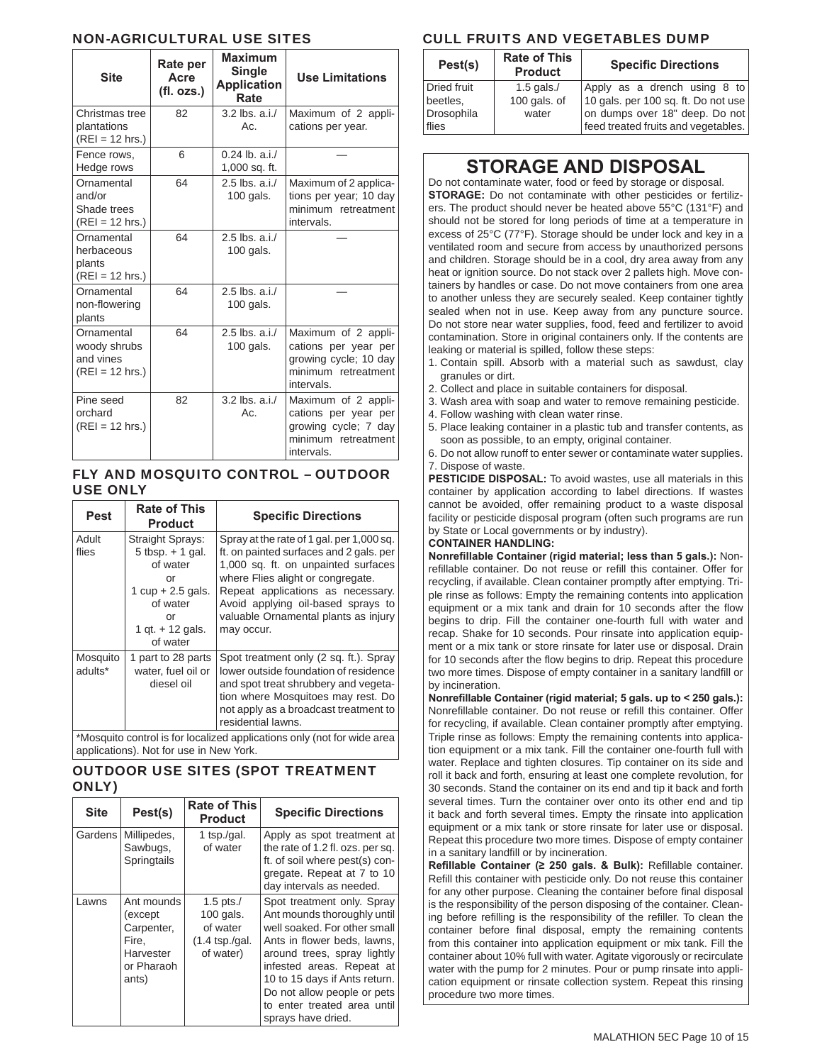## NON-AGRICULTURAL USE SITES

| Site | Rate per Acre (fl. ozs.) | Maximum Single Application Rate | Use Limitations |
|---|---|---|---|
| Christmas tree plantations (REI = 12 hrs.) | 82 | 3.2 lbs. a.i./ Ac. | Maximum of 2 applications per year. |
| Fence rows, Hedge rows | 6 | 0.24 lb. a.i./ 1,000 sq. ft. | — |
| Ornamental and/or Shade trees (REI = 12 hrs.) | 64 | 2.5 lbs. a.i./ 100 gals. | Maximum of 2 applications per year; 10 day minimum retreatment intervals. |
| Ornamental herbaceous plants (REI = 12 hrs.) | 64 | 2.5 lbs. a.i./ 100 gals. | — |
| Ornamental non-flowering plants | 64 | 2.5 lbs. a.i./ 100 gals. | — |
| Ornamental woody shrubs and vines (REI = 12 hrs.) | 64 | 2.5 lbs. a.i./ 100 gals. | Maximum of 2 applications per year per growing cycle; 10 day minimum retreatment intervals. |
| Pine seed orchard (REI = 12 hrs.) | 82 | 3.2 lbs. a.i./ Ac. | Maximum of 2 applications per year per growing cycle; 7 day minimum retreatment intervals. |

## FLY AND MOSQUITO CONTROL – OUTDOOR USE ONLY

| Pest | Rate of This Product | Specific Directions |
|---|---|---|
| Adult flies | Straight Sprays: 5 tbsp. + 1 gal. of water or 1 cup + 2.5 gals. of water or 1 qt. + 12 gals. of water | Spray at the rate of 1 gal. per 1,000 sq. ft. on painted surfaces and 2 gals. per 1,000 sq. ft. on unpainted surfaces where Flies alight or congregate. Repeat applications as necessary. Avoid applying oil-based sprays to valuable Ornamental plants as injury may occur. |
| Mosquito adults* | 1 part to 28 parts water, fuel oil or diesel oil | Spot treatment only (2 sq. ft.). Spray lower outside foundation of residence and spot treat shrubbery and vegetation where Mosquitoes may rest. Do not apply as a broadcast treatment to residential lawns. |

*Mosquito control is for localized applications only (not for wide area applications). Not for use in New York.

## OUTDOOR USE SITES (SPOT TREATMENT ONLY)

| Site | Pest(s) | Rate of This Product | Specific Directions |
|---|---|---|---|
| Gardens | Millipedes, Sawbugs, Springtails | 1 tsp./gal. of water | Apply as spot treatment at the rate of 1.2 fl. ozs. per sq. ft. of soil where pest(s) congregate. Repeat at 7 to 10 day intervals as needed. |
| Lawns | Ant mounds (except Carpenter, Fire, Harvester or Pharaoh ants) | 1.5 pts./ 100 gals. of water (1.4 tsp./gal. of water) | Spot treatment only. Spray Ant mounds thoroughly until well soaked. For other small Ants in flower beds, lawns, around trees, spray lightly infested areas. Repeat at 10 to 15 days if Ants return. Do not allow people or pets to enter treated area until sprays have dried. |

## CULL FRUITS AND VEGETABLES DUMP

| Pest(s) | Rate of This Product | Specific Directions |
|---|---|---|
| Dried fruit beetles, Drosophila flies | 1.5 gals./ 100 gals. of water | Apply as a drench using 8 to 10 gals. per 100 sq. ft. Do not use on dumps over 18" deep. Do not feed treated fruits and vegetables. |

# STORAGE AND DISPOSAL

Do not contaminate water, food or feed by storage or disposal.

**STORAGE:** Do not contaminate with other pesticides or fertilizers. The product should never be heated above 55°C (131°F) and should not be stored for long periods of time at a temperature in excess of 25°C (77°F). Storage should be under lock and key in a ventilated room and secure from access by unauthorized persons and children. Storage should be in a cool, dry area away from any heat or ignition source. Do not stack over 2 pallets high. Move containers by handles or case. Do not move containers from one area to another unless they are securely sealed. Keep container tightly sealed when not in use. Keep away from any puncture source. Do not store near water supplies, food, feed and fertilizer to avoid contamination. Store in original containers only. If the contents are leaking or material is spilled, follow these steps:

1. Contain spill. Absorb with a material such as sawdust, clay granules or dirt.
2. Collect and place in suitable containers for disposal.
3. Wash area with soap and water to remove remaining pesticide.
4. Follow washing with clean water rinse.
5. Place leaking container in a plastic tub and transfer contents, as soon as possible, to an empty, original container.
6. Do not allow runoff to enter sewer or contaminate water supplies.
7. Dispose of waste.

**PESTICIDE DISPOSAL:** To avoid wastes, use all materials in this container by application according to label directions. If wastes cannot be avoided, offer remaining product to a waste disposal facility or pesticide disposal program (often such programs are run by State or Local governments or by industry).

**CONTAINER HANDLING:**

**Nonrefillable Container (rigid material; less than 5 gals.):** Nonrefillable container. Do not reuse or refill this container. Offer for recycling, if available. Clean container promptly after emptying. Triple rinse as follows: Empty the remaining contents into application equipment or a mix tank and drain for 10 seconds after the flow begins to drip. Fill the container one-fourth full with water and recap. Shake for 10 seconds. Pour rinsate into application equipment or a mix tank or store rinsate for later use or disposal. Drain for 10 seconds after the flow begins to drip. Repeat this procedure two more times. Dispose of empty container in a sanitary landfill or by incineration.

**Nonrefillable Container (rigid material; 5 gals. up to < 250 gals.):** Nonrefillable container. Do not reuse or refill this container. Offer for recycling, if available. Clean container promptly after emptying. Triple rinse as follows: Empty the remaining contents into application equipment or a mix tank. Fill the container one-fourth full with water. Replace and tighten closures. Tip container on its side and roll it back and forth, ensuring at least one complete revolution, for 30 seconds. Stand the container on its end and tip it back and forth several times. Turn the container over onto its other end and tip it back and forth several times. Empty the rinsate into application equipment or a mix tank or store rinsate for later use or disposal. Repeat this procedure two more times. Dispose of empty container in a sanitary landfill or by incineration.

**Refillable Container (≥ 250 gals. & Bulk):** Refillable container. Refill this container with pesticide only. Do not reuse this container for any other purpose. Cleaning the container before final disposal is the responsibility of the person disposing of the container. Cleaning before refilling is the responsibility of the refiller. To clean the container before final disposal, empty the remaining contents from this container into application equipment or mix tank. Fill the container about 10% full with water. Agitate vigorously or recirculate water with the pump for 2 minutes. Pour or pump rinsate into application equipment or rinsate collection system. Repeat this rinsing procedure two more times.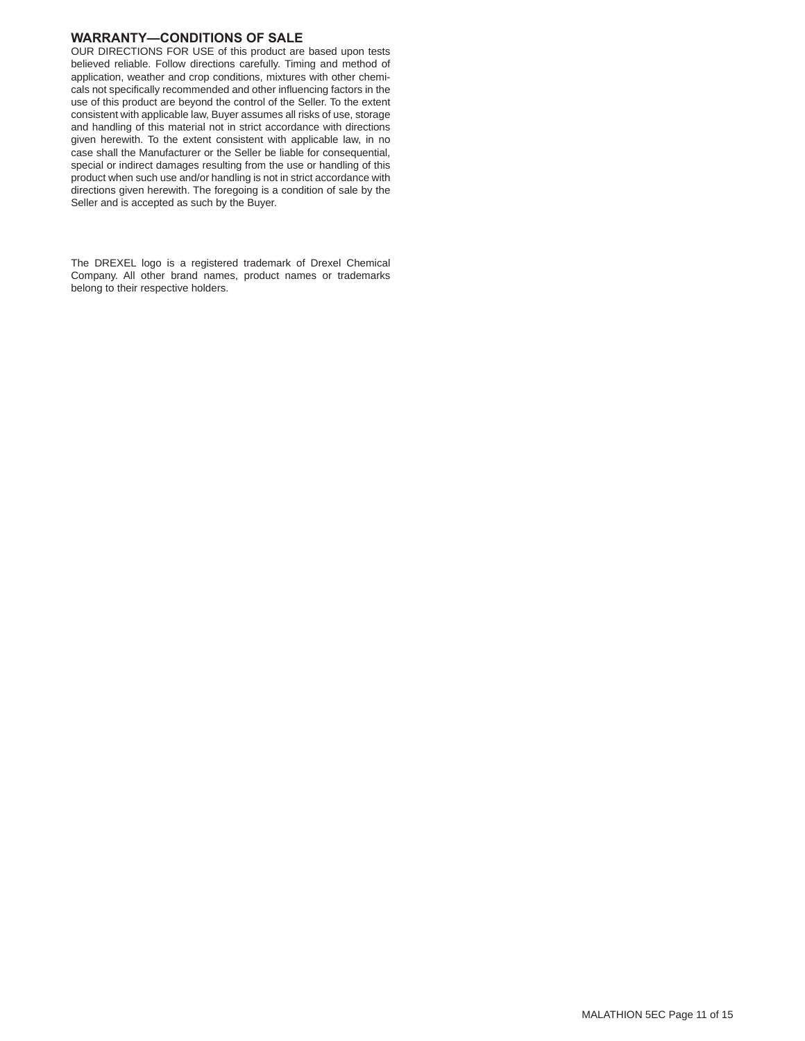## WARRANTY—CONDITIONS OF SALE

OUR DIRECTIONS FOR USE of this product are based upon tests believed reliable. Follow directions carefully. Timing and method of application, weather and crop conditions, mixtures with other chemicals not specifically recommended and other influencing factors in the use of this product are beyond the control of the Seller. To the extent consistent with applicable law, Buyer assumes all risks of use, storage and handling of this material not in strict accordance with directions given herewith. To the extent consistent with applicable law, in no case shall the Manufacturer or the Seller be liable for consequential, special or indirect damages resulting from the use or handling of this product when such use and/or handling is not in strict accordance with directions given herewith. The foregoing is a condition of sale by the Seller and is accepted as such by the Buyer.

The DREXEL logo is a registered trademark of Drexel Chemical Company. All other brand names, product names or trademarks belong to their respective holders.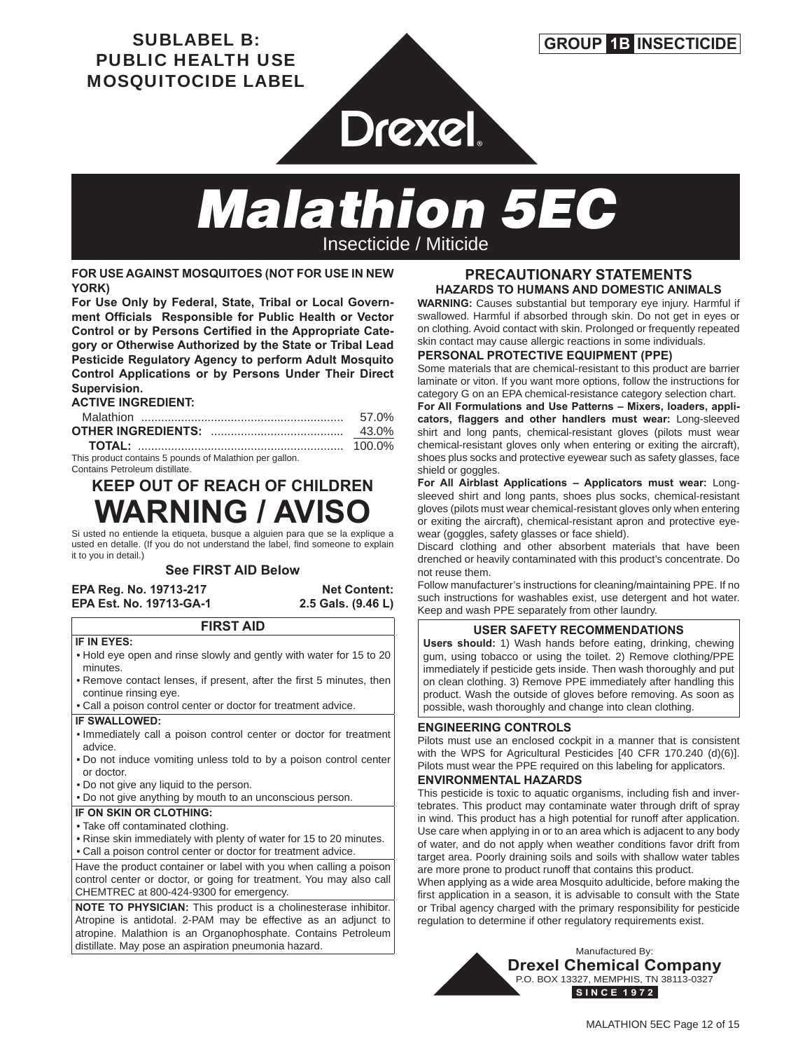**SUBLABEL B:**
**PUBLIC HEALTH USE**
**MOSQUITOCIDE LABEL**

**GROUP 1B INSECTICIDE**

Drexel®

# Malathion 5EC

Insecticide / Miticide

**FOR USE AGAINST MOSQUITOES (NOT FOR USE IN NEW YORK)**

**For Use Only by Federal, State, Tribal or Local Government Officials Responsible for Public Health or Vector Control or by Persons Certified in the Appropriate Category or Otherwise Authorized by the State or Tribal Lead Pesticide Regulatory Agency to perform Adult Mosquito Control Applications or by Persons Under Their Direct Supervision.**

**ACTIVE INGREDIENT:**

| | |
|---|---|
| Malathion | 57.0% |
| **OTHER INGREDIENTS:** | 43.0% |
| **TOTAL:** | 100.0% |

This product contains 5 pounds of Malathion per gallon.
Contains Petroleum distillate.

## KEEP OUT OF REACH OF CHILDREN
# WARNING / AVISO

Si usted no entiende la etiqueta, busque a alguien para que se la explique a usted en detalle. (If you do not understand the label, find someone to explain it to you in detail.)

**See FIRST AID Below**

**EPA Reg. No. 19713-217**
**EPA Est. No. 19713-GA-1**

**Net Content:**
**2.5 Gals. (9.46 L)**

### FIRST AID

**IF IN EYES:**
- Hold eye open and rinse slowly and gently with water for 15 to 20 minutes.
- Remove contact lenses, if present, after the first 5 minutes, then continue rinsing eye.
- Call a poison control center or doctor for treatment advice.

**IF SWALLOWED:**
- Immediately call a poison control center or doctor for treatment advice.
- Do not induce vomiting unless told to by a poison control center or doctor.
- Do not give any liquid to the person.
- Do not give anything by mouth to an unconscious person.

**IF ON SKIN OR CLOTHING:**
- Take off contaminated clothing.
- Rinse skin immediately with plenty of water for 15 to 20 minutes.
- Call a poison control center or doctor for treatment advice.

Have the product container or label with you when calling a poison control center or doctor, or going for treatment. You may also call CHEMTREC at 800-424-9300 for emergency.

**NOTE TO PHYSICIAN:** This product is a cholinesterase inhibitor. Atropine is antidotal. 2-PAM may be effective as an adjunct to atropine. Malathion is an Organophosphate. Contains Petroleum distillate. May pose an aspiration pneumonia hazard.

## PRECAUTIONARY STATEMENTS
### HAZARDS TO HUMANS AND DOMESTIC ANIMALS

**WARNING:** Causes substantial but temporary eye injury. Harmful if swallowed. Harmful if absorbed through skin. Do not get in eyes or on clothing. Avoid contact with skin. Prolonged or frequently repeated skin contact may cause allergic reactions in some individuals.

### PERSONAL PROTECTIVE EQUIPMENT (PPE)

Some materials that are chemical-resistant to this product are barrier laminate or viton. If you want more options, follow the instructions for category G on an EPA chemical-resistance category selection chart.

**For All Formulations and Use Patterns – Mixers, loaders, applicators, flaggers and other handlers must wear:** Long-sleeved shirt and long pants, chemical-resistant gloves (pilots must wear chemical-resistant gloves only when entering or exiting the aircraft), shoes plus socks and protective eyewear such as safety glasses, face shield or goggles.

**For All Airblast Applications – Applicators must wear:** Long-sleeved shirt and long pants, shoes plus socks, chemical-resistant gloves (pilots must wear chemical-resistant gloves only when entering or exiting the aircraft), chemical-resistant apron and protective eyewear (goggles, safety glasses or face shield).

Discard clothing and other absorbent materials that have been drenched or heavily contaminated with this product's concentrate. Do not reuse them.

Follow manufacturer's instructions for cleaning/maintaining PPE. If no such instructions for washables exist, use detergent and hot water. Keep and wash PPE separately from other laundry.

### USER SAFETY RECOMMENDATIONS

**Users should:** 1) Wash hands before eating, drinking, chewing gum, using tobacco or using the toilet. 2) Remove clothing/PPE immediately if pesticide gets inside. Then wash thoroughly and put on clean clothing. 3) Remove PPE immediately after handling this product. Wash the outside of gloves before removing. As soon as possible, wash thoroughly and change into clean clothing.

### ENGINEERING CONTROLS

Pilots must use an enclosed cockpit in a manner that is consistent with the WPS for Agricultural Pesticides [40 CFR 170.240 (d)(6)]. Pilots must wear the PPE required on this labeling for applicators.

### ENVIRONMENTAL HAZARDS

This pesticide is toxic to aquatic organisms, including fish and invertebrates. This product may contaminate water through drift of spray in wind. This product has a high potential for runoff after application. Use care when applying in or to an area which is adjacent to any body of water, and do not apply when weather conditions favor drift from target area. Poorly draining soils and soils with shallow water tables are more prone to produce runoff that contains this product.

When applying as a wide area Mosquito adulticide, before making the first application in a season, it is advisable to consult with the State or Tribal agency charged with the primary responsibility for pesticide regulation to determine if other regulatory requirements exist.

Manufactured By:
**Drexel Chemical Company**
P.O. BOX 13327, MEMPHIS, TN 38113-0327
**SINCE 1972**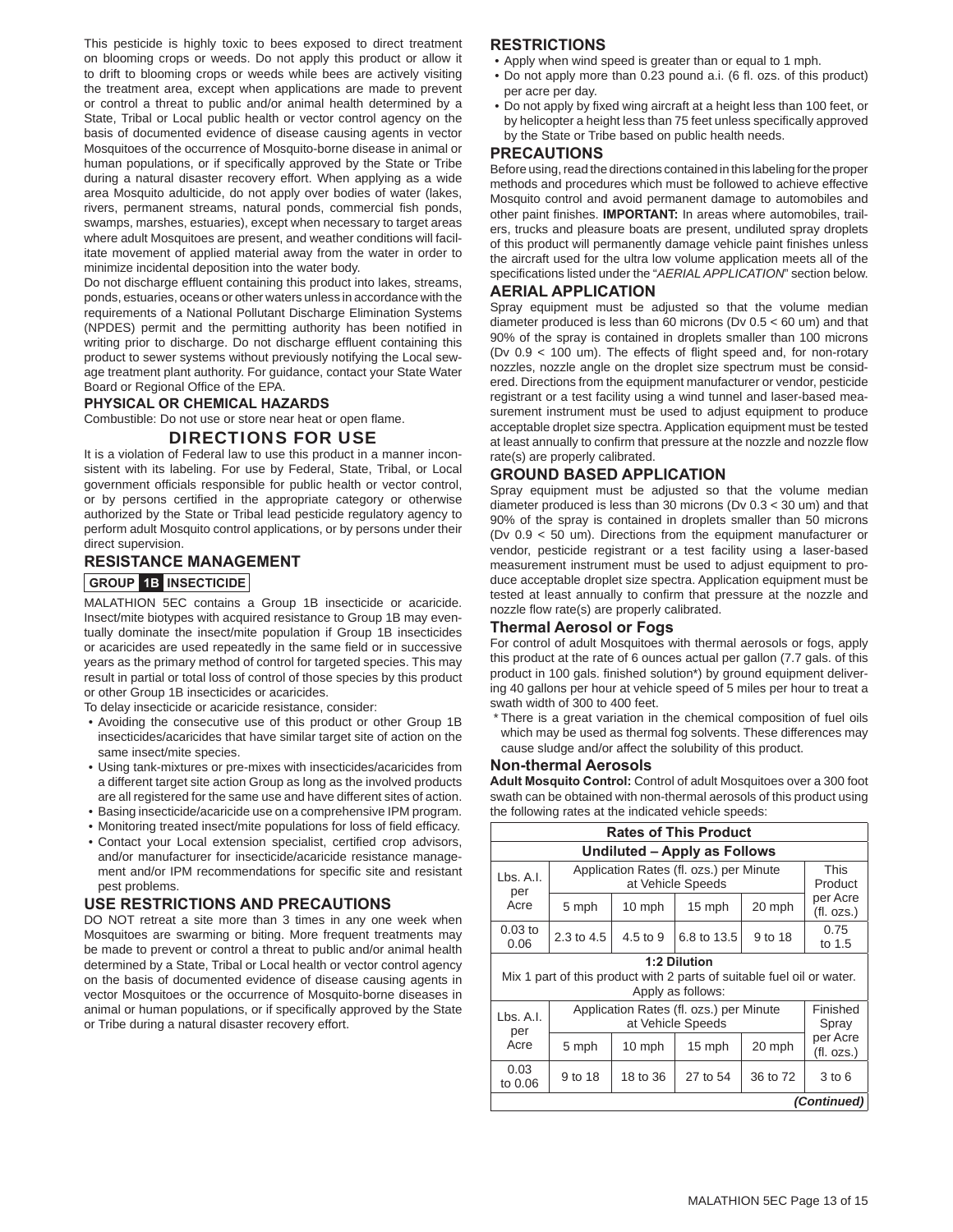This pesticide is highly toxic to bees exposed to direct treatment on blooming crops or weeds. Do not apply this product or allow it to drift to blooming crops or weeds while bees are actively visiting the treatment area, except when applications are made to prevent or control a threat to public and/or animal health determined by a State, Tribal or Local public health or vector control agency on the basis of documented evidence of disease causing agents in vector Mosquitoes of the occurrence of Mosquito-borne disease in animal or human populations, or if specifically approved by the State or Tribe during a natural disaster recovery effort. When applying as a wide area Mosquito adulticide, do not apply over bodies of water (lakes, rivers, permanent streams, natural ponds, commercial fish ponds, swamps, marshes, estuaries), except when necessary to target areas where adult Mosquitoes are present, and weather conditions will facilitate movement of applied material away from the water in order to minimize incidental deposition into the water body.

Do not discharge effluent containing this product into lakes, streams, ponds, estuaries, oceans or other waters unless in accordance with the requirements of a National Pollutant Discharge Elimination Systems (NPDES) permit and the permitting authority has been notified in writing prior to discharge. Do not discharge effluent containing this product to sewer systems without previously notifying the Local sewage treatment plant authority. For guidance, contact your State Water Board or Regional Office of the EPA.

### PHYSICAL OR CHEMICAL HAZARDS

Combustible: Do not use or store near heat or open flame.

## DIRECTIONS FOR USE

It is a violation of Federal law to use this product in a manner inconsistent with its labeling. For use by Federal, State, Tribal, or Local government officials responsible for public health or vector control, or by persons certified in the appropriate category or otherwise authorized by the State or Tribal lead pesticide regulatory agency to perform adult Mosquito control applications, or by persons under their direct supervision.

### RESISTANCE MANAGEMENT

**GROUP 1B INSECTICIDE**

MALATHION 5EC contains a Group 1B insecticide or acaricide. Insect/mite biotypes with acquired resistance to Group 1B may eventually dominate the insect/mite population if Group 1B insecticides or acaricides are used repeatedly in the same field or in successive years as the primary method of control for targeted species. This may result in partial or total loss of control of those species by this product or other Group 1B insecticides or acaricides.

To delay insecticide or acaricide resistance, consider:

- Avoiding the consecutive use of this product or other Group 1B insecticides/acaricides that have similar target site of action on the same insect/mite species.
- Using tank-mixtures or pre-mixes with insecticides/acaricides from a different target site action Group as long as the involved products are all registered for the same use and have different sites of action.
- Basing insecticide/acaricide use on a comprehensive IPM program.
- Monitoring treated insect/mite populations for loss of field efficacy.
- Contact your Local extension specialist, certified crop advisors, and/or manufacturer for insecticide/acaricide resistance management and/or IPM recommendations for specific site and resistant pest problems.

### USE RESTRICTIONS AND PRECAUTIONS

DO NOT retreat a site more than 3 times in any one week when Mosquitoes are swarming or biting. More frequent treatments may be made to prevent or control a threat to public and/or animal health determined by a State, Tribal or Local health or vector control agency on the basis of documented evidence of disease causing agents in vector Mosquitoes or the occurrence of Mosquito-borne diseases in animal or human populations, or if specifically approved by the State or Tribe during a natural disaster recovery effort.

### RESTRICTIONS

- Apply when wind speed is greater than or equal to 1 mph.
- Do not apply more than 0.23 pound a.i. (6 fl. ozs. of this product) per acre per day.
- Do not apply by fixed wing aircraft at a height less than 100 feet, or by helicopter a height less than 75 feet unless specifically approved by the State or Tribe based on public health needs.

### PRECAUTIONS

Before using, read the directions contained in this labeling for the proper methods and procedures which must be followed to achieve effective Mosquito control and avoid permanent damage to automobiles and other paint finishes. **IMPORTANT:** In areas where automobiles, trailers, trucks and pleasure boats are present, undiluted spray droplets of this product will permanently damage vehicle paint finishes unless the aircraft used for the ultra low volume application meets all of the specifications listed under the "*AERIAL APPLICATION*" section below.

### AERIAL APPLICATION

Spray equipment must be adjusted so that the volume median diameter produced is less than 60 microns (Dv 0.5 < 60 um) and that 90% of the spray is contained in droplets smaller than 100 microns (Dv 0.9 < 100 um). The effects of flight speed and, for non-rotary nozzles, nozzle angle on the droplet size spectrum must be considered. Directions from the equipment manufacturer or vendor, pesticide registrant or a test facility using a wind tunnel and laser-based measurement instrument must be used to adjust equipment to produce acceptable droplet size spectra. Application equipment must be tested at least annually to confirm that pressure at the nozzle and nozzle flow rate(s) are properly calibrated.

### GROUND BASED APPLICATION

Spray equipment must be adjusted so that the volume median diameter produced is less than 30 microns (Dv 0.3 < 30 um) and that 90% of the spray is contained in droplets smaller than 50 microns (Dv 0.9 < 50 um). Directions from the equipment manufacturer or vendor, pesticide registrant or a test facility using a laser-based measurement instrument must be used to adjust equipment to produce acceptable droplet size spectra. Application equipment must be tested at least annually to confirm that pressure at the nozzle and nozzle flow rate(s) are properly calibrated.

#### Thermal Aerosol or Fogs

For control of adult Mosquitoes with thermal aerosols or fogs, apply this product at the rate of 6 ounces actual per gallon (7.7 gals. of this product in 100 gals. finished solution*) by ground equipment delivering 40 gallons per hour at vehicle speed of 5 miles per hour to treat a swath width of 300 to 400 feet.

\* There is a great variation in the chemical composition of fuel oils which may be used as thermal fog solvents. These differences may cause sludge and/or affect the solubility of this product.

#### Non-thermal Aerosols

**Adult Mosquito Control:** Control of adult Mosquitoes over a 300 foot swath can be obtained with non-thermal aerosols of this product using the following rates at the indicated vehicle speeds:

| Rates of This Product | | | | | |
|---|---|---|---|---|---|
| **Undiluted – Apply as Follows** | | | | | |
| Lbs. A.I. per Acre | Application Rates (fl. ozs.) per Minute at Vehicle Speeds | | | | This Product per Acre (fl. ozs.) |
| | 5 mph | 10 mph | 15 mph | 20 mph | |
| 0.03 to 0.06 | 2.3 to 4.5 | 4.5 to 9 | 6.8 to 13.5 | 9 to 18 | 0.75 to 1.5 |
| **1:2 Dilution** Mix 1 part of this product with 2 parts of suitable fuel oil or water. Apply as follows: | | | | | |
| Lbs. A.I. per Acre | Application Rates (fl. ozs.) per Minute at Vehicle Speeds | | | | Finished Spray per Acre (fl. ozs.) |
| | 5 mph | 10 mph | 15 mph | 20 mph | |
| 0.03 to 0.06 | 9 to 18 | 18 to 36 | 27 to 54 | 36 to 72 | 3 to 6 |

*(Continued)*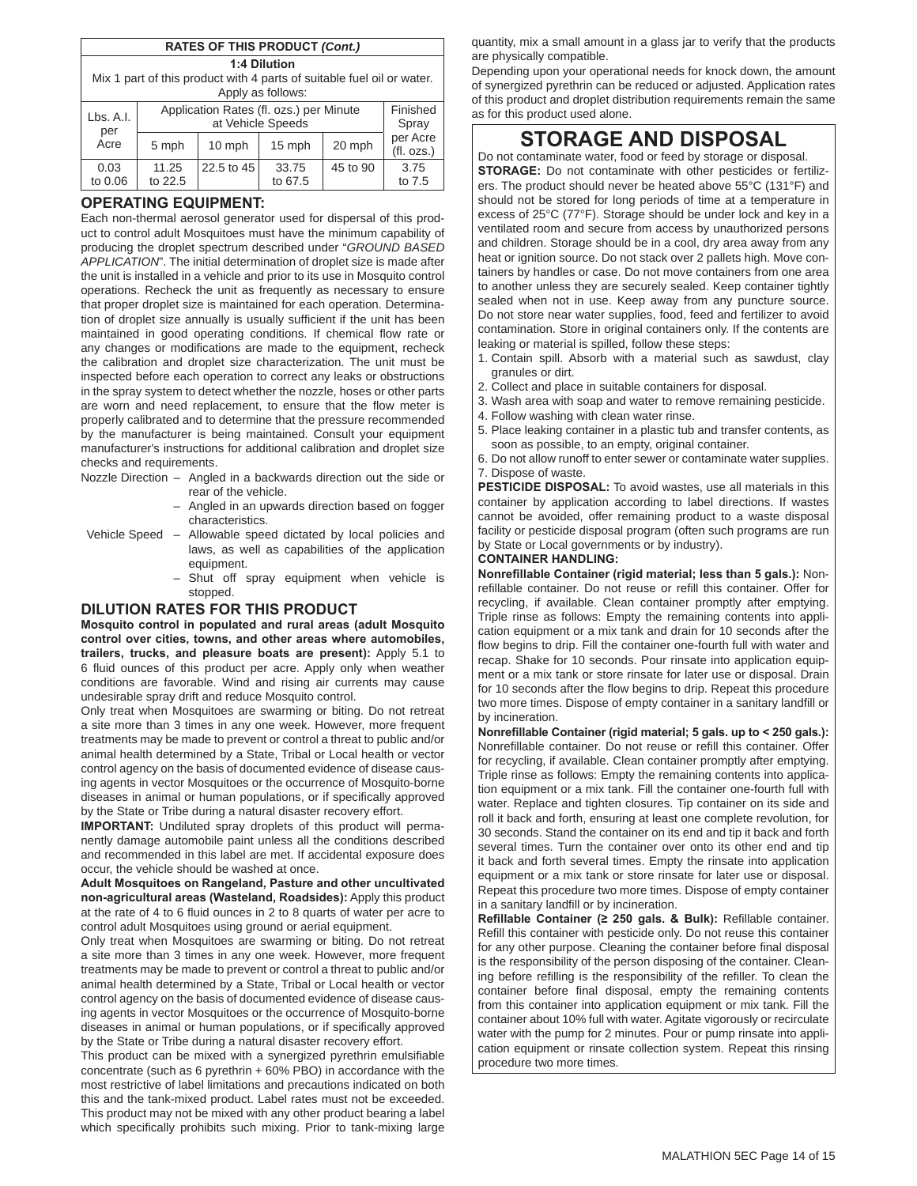| **RATES OF THIS PRODUCT *(Cont.)*** | | | | | |
|---|---|---|---|---|---|
| **1:4 Dilution**<br>Mix 1 part of this product with 4 parts of suitable fuel oil or water. Apply as follows: | | | | | |
| Lbs. A.I. per Acre | Application Rates (fl. ozs.) per Minute at Vehicle Speeds | | | | Finished Spray per Acre (fl. ozs.) |
| | 5 mph | 10 mph | 15 mph | 20 mph | |
| 0.03 to 0.06 | 11.25 to 22.5 | 22.5 to 45 | 33.75 to 67.5 | 45 to 90 | 3.75 to 7.5 |

## OPERATING EQUIPMENT:

Each non-thermal aerosol generator used for dispersal of this product to control adult Mosquitoes must have the minimum capability of producing the droplet spectrum described under "*GROUND BASED APPLICATION*". The initial determination of droplet size is made after the unit is installed in a vehicle and prior to its use in Mosquito control operations. Recheck the unit as frequently as necessary to ensure that proper droplet size is maintained for each operation. Determination of droplet size annually is usually sufficient if the unit has been maintained in good operating conditions. If chemical flow rate or any changes or modifications are made to the equipment, recheck the calibration and droplet size characterization. The unit must be inspected before each operation to correct any leaks or obstructions in the spray system to detect whether the nozzle, hoses or other parts are worn and need replacement, to ensure that the flow meter is properly calibrated and to determine that the pressure recommended by the manufacturer is being maintained. Consult your equipment manufacturer's instructions for additional calibration and droplet size checks and requirements.

Nozzle Direction – Angled in a backwards direction out the side or rear of the vehicle.
– Angled in an upwards direction based on fogger characteristics.

Vehicle Speed – Allowable speed dictated by local policies and laws, as well as capabilities of the application equipment.
– Shut off spray equipment when vehicle is stopped.

## DILUTION RATES FOR THIS PRODUCT

**Mosquito control in populated and rural areas (adult Mosquito control over cities, towns, and other areas where automobiles, trailers, trucks, and pleasure boats are present):** Apply 5.1 to 6 fluid ounces of this product per acre. Apply only when weather conditions are favorable. Wind and rising air currents may cause undesirable spray drift and reduce Mosquito control.

Only treat when Mosquitoes are swarming or biting. Do not retreat a site more than 3 times in any one week. However, more frequent treatments may be made to prevent or control a threat to public and/or animal health determined by a State, Tribal or Local health or vector control agency on the basis of documented evidence of disease causing agents in vector Mosquitoes or the occurrence of Mosquito-borne diseases in animal or human populations, or if specifically approved by the State or Tribe during a natural disaster recovery effort.

**IMPORTANT:** Undiluted spray droplets of this product will permanently damage automobile paint unless all the conditions described and recommended in this label are met. If accidental exposure does occur, the vehicle should be washed at once.

**Adult Mosquitoes on Rangeland, Pasture and other uncultivated non-agricultural areas (Wasteland, Roadsides):** Apply this product at the rate of 4 to 6 fluid ounces in 2 to 8 quarts of water per acre to control adult Mosquitoes using ground or aerial equipment.

Only treat when Mosquitoes are swarming or biting. Do not retreat a site more than 3 times in any one week. However, more frequent treatments may be made to prevent or control a threat to public and/or animal health determined by a State, Tribal or Local health or vector control agency on the basis of documented evidence of disease causing agents in vector Mosquitoes or the occurrence of Mosquito-borne diseases in animal or human populations, or if specifically approved by the State or Tribe during a natural disaster recovery effort.

This product can be mixed with a synergized pyrethrin emulsifiable concentrate (such as 6 pyrethrin + 60% PBO) in accordance with the most restrictive of label limitations and precautions indicated on both this and the tank-mixed product. Label rates must not be exceeded. This product may not be mixed with any other product bearing a label which specifically prohibits such mixing. Prior to tank-mixing large quantity, mix a small amount in a glass jar to verify that the products are physically compatible.

Depending upon your operational needs for knock down, the amount of synergized pyrethrin can be reduced or adjusted. Application rates of this product and droplet distribution requirements remain the same as for this product used alone.

# STORAGE AND DISPOSAL

Do not contaminate water, food or feed by storage or disposal.

**STORAGE:** Do not contaminate with other pesticides or fertilizers. The product should never be heated above 55°C (131°F) and should not be stored for long periods of time at a temperature in excess of 25°C (77°F). Storage should be under lock and key in a ventilated room and secure from access by unauthorized persons and children. Storage should be in a cool, dry area away from any heat or ignition source. Do not stack over 2 pallets high. Move containers by handles or case. Do not move containers from one area to another unless they are securely sealed. Keep container tightly sealed when not in use. Keep away from any puncture source. Do not store near water supplies, food, feed and fertilizer to avoid contamination. Store in original containers only. If the contents are leaking or material is spilled, follow these steps:

1. Contain spill. Absorb with a material such as sawdust, clay granules or dirt.
2. Collect and place in suitable containers for disposal.
3. Wash area with soap and water to remove remaining pesticide.
4. Follow washing with clean water rinse.
5. Place leaking container in a plastic tub and transfer contents, as soon as possible, to an empty, original container.
6. Do not allow runoff to enter sewer or contaminate water supplies.
7. Dispose of waste.

**PESTICIDE DISPOSAL:** To avoid wastes, use all materials in this container by application according to label directions. If wastes cannot be avoided, offer remaining product to a waste disposal facility or pesticide disposal program (often such programs are run by State or Local governments or by industry).

**CONTAINER HANDLING:**

**Nonrefillable Container (rigid material; less than 5 gals.):** Nonrefillable container. Do not reuse or refill this container. Offer for recycling, if available. Clean container promptly after emptying. Triple rinse as follows: Empty the remaining contents into application equipment or a mix tank and drain for 10 seconds after the flow begins to drip. Fill the container one-fourth full with water and recap. Shake for 10 seconds. Pour rinsate into application equipment or a mix tank or store rinsate for later use or disposal. Drain for 10 seconds after the flow begins to drip. Repeat this procedure two more times. Dispose of empty container in a sanitary landfill or by incineration.

**Nonrefillable Container (rigid material; 5 gals. up to < 250 gals.):** Nonrefillable container. Do not reuse or refill this container. Offer for recycling, if available. Clean container promptly after emptying. Triple rinse as follows: Empty the remaining contents into application equipment or a mix tank. Fill the container one-fourth full with water. Replace and tighten closures. Tip container on its side and roll it back and forth, ensuring at least one complete revolution, for 30 seconds. Stand the container on its end and tip it back and forth several times. Turn the container over onto its other end and tip it back and forth several times. Empty the rinsate into application equipment or a mix tank or store rinsate for later use or disposal. Repeat this procedure two more times. Dispose of empty container in a sanitary landfill or by incineration.

**Refillable Container (≥ 250 gals. & Bulk):** Refillable container. Refill this container with pesticide only. Do not reuse this container for any other purpose. Cleaning the container before final disposal is the responsibility of the person disposing of the container. Cleaning before refilling is the responsibility of the refiller. To clean the container before final disposal, empty the remaining contents from this container into application equipment or mix tank. Fill the container about 10% full with water. Agitate vigorously or recirculate water with the pump for 2 minutes. Pour or pump rinsate into application equipment or rinsate collection system. Repeat this rinsing procedure two more times.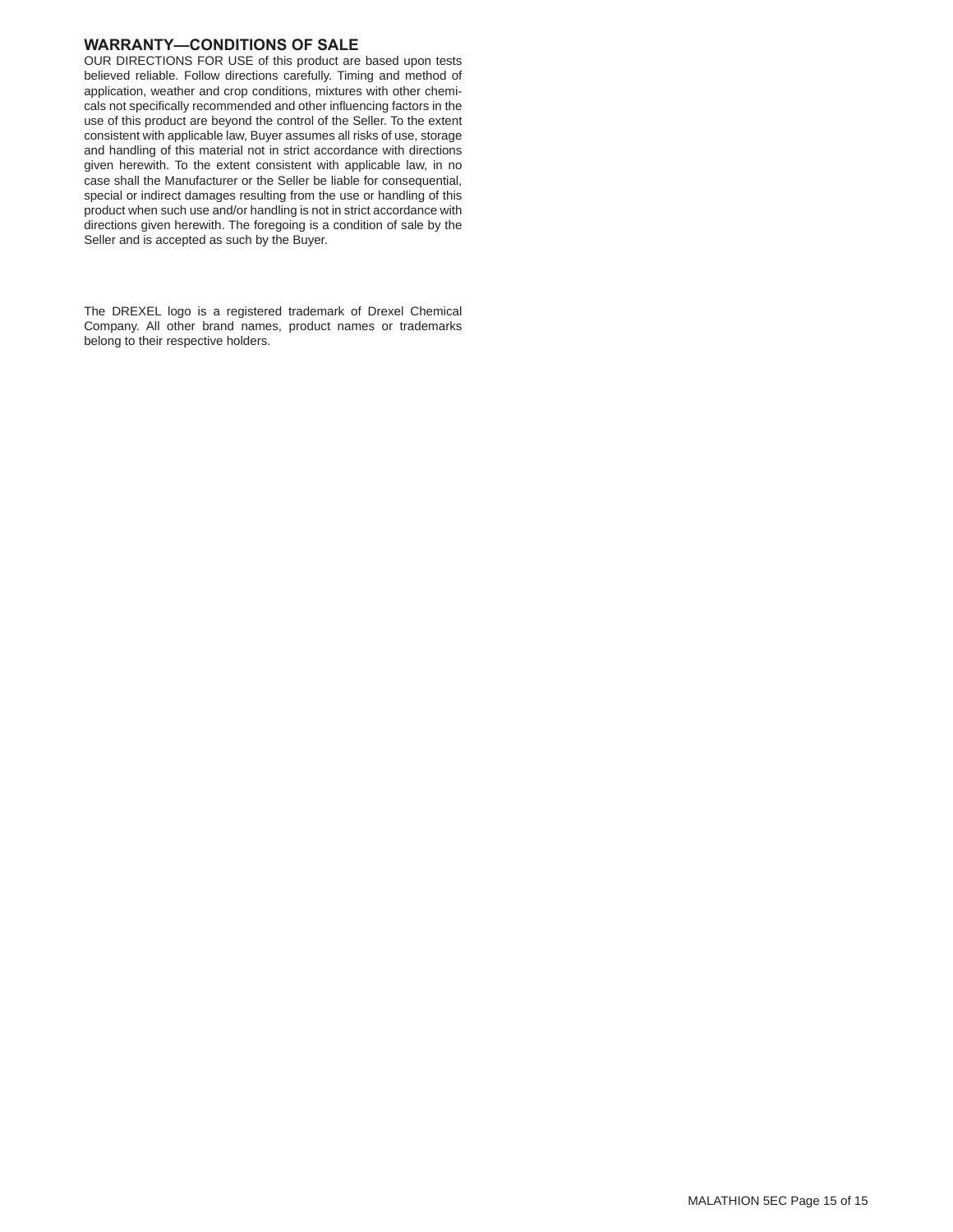## WARRANTY—CONDITIONS OF SALE

OUR DIRECTIONS FOR USE of this product are based upon tests believed reliable. Follow directions carefully. Timing and method of application, weather and crop conditions, mixtures with other chemicals not specifically recommended and other influencing factors in the use of this product are beyond the control of the Seller. To the extent consistent with applicable law, Buyer assumes all risks of use, storage and handling of this material not in strict accordance with directions given herewith. To the extent consistent with applicable law, in no case shall the Manufacturer or the Seller be liable for consequential, special or indirect damages resulting from the use or handling of this product when such use and/or handling is not in strict accordance with directions given herewith. The foregoing is a condition of sale by the Seller and is accepted as such by the Buyer.

The DREXEL logo is a registered trademark of Drexel Chemical Company. All other brand names, product names or trademarks belong to their respective holders.